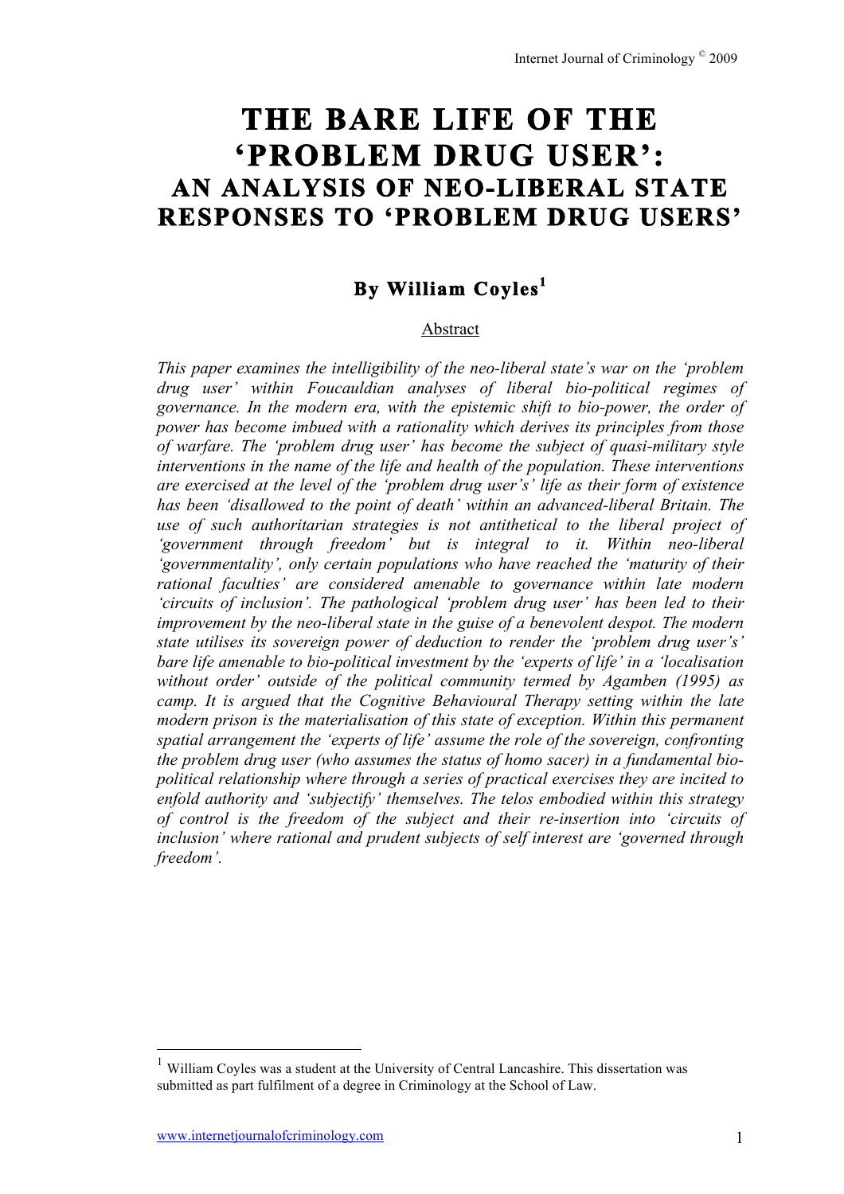# THE BARE LIFE OF THE 'PROBLEM DRUG USER':
## AN ANALYSIS OF NEO-LIBERAL STATE RESPONSES TO 'PROBLEM DRUG USERS'

### By William Coyles[1]

Abstract

*This paper examines the intelligibility of the neo-liberal state's war on the 'problem drug user' within Foucauldian analyses of liberal bio-political regimes of governance. In the modern era, with the epistemic shift to bio-power, the order of power has become imbued with a rationality which derives its principles from those of warfare. The 'problem drug user' has become the subject of quasi-military style interventions in the name of the life and health of the population. These interventions are exercised at the level of the 'problem drug user's' life as their form of existence has been 'disallowed to the point of death' within an advanced-liberal Britain. The use of such authoritarian strategies is not antithetical to the liberal project of 'government through freedom' but is integral to it. Within neo-liberal 'governmentality', only certain populations who have reached the 'maturity of their rational faculties' are considered amenable to governance within late modern 'circuits of inclusion'. The pathological 'problem drug user' has been led to their improvement by the neo-liberal state in the guise of a benevolent despot. The modern state utilises its sovereign power of deduction to render the 'problem drug user's' bare life amenable to bio-political investment by the 'experts of life' in a 'localisation without order' outside of the political community termed by Agamben (1995) as camp. It is argued that the Cognitive Behavioural Therapy setting within the late modern prison is the materialisation of this state of exception. Within this permanent spatial arrangement the 'experts of life' assume the role of the sovereign, confronting the problem drug user (who assumes the status of homo sacer) in a fundamental bio-political relationship where through a series of practical exercises they are incited to enfold authority and 'subjectify' themselves. The telos embodied within this strategy of control is the freedom of the subject and their re-insertion into 'circuits of inclusion' where rational and prudent subjects of self interest are 'governed through freedom'.*

---

[1] William Coyles was a student at the University of Central Lancashire. This dissertation was submitted as part fulfilment of a degree in Criminology at the School of Law.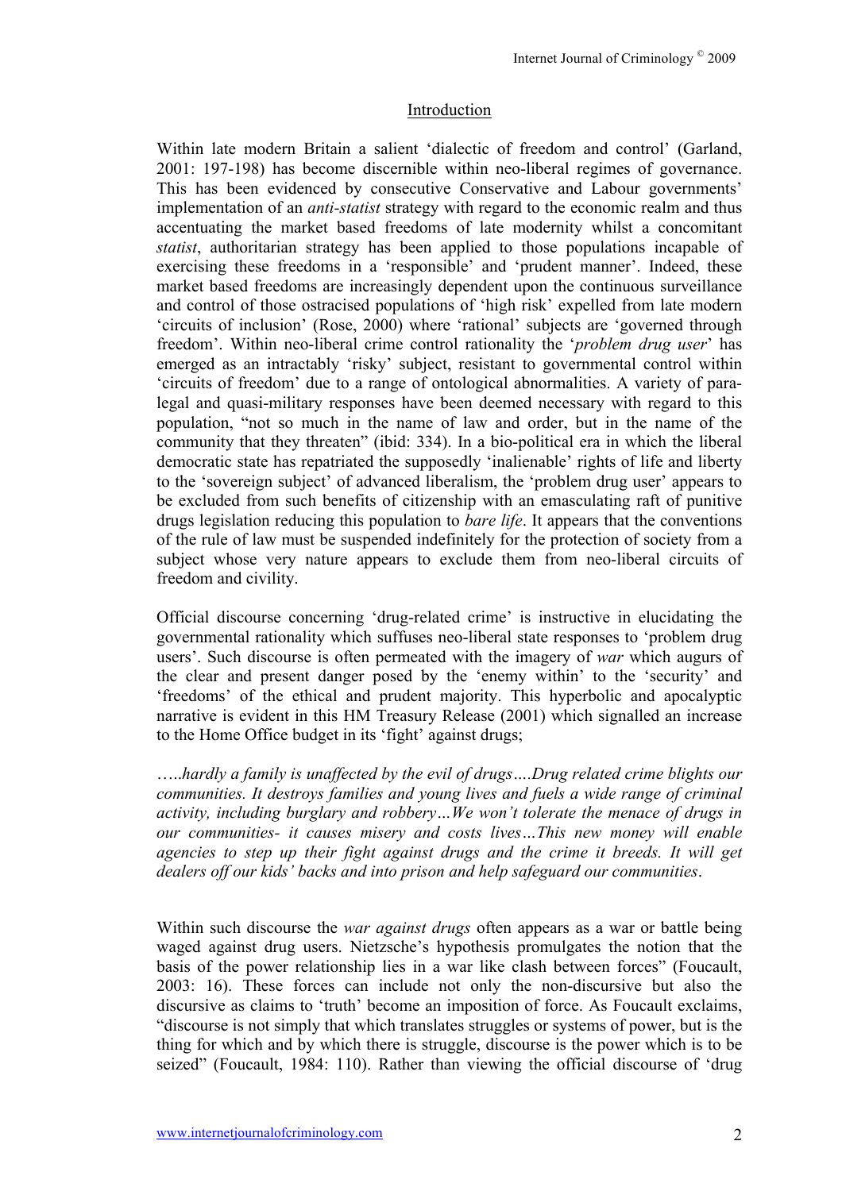## Introduction

Within late modern Britain a salient 'dialectic of freedom and control' (Garland, 2001: 197-198) has become discernible within neo-liberal regimes of governance. This has been evidenced by consecutive Conservative and Labour governments' implementation of an *anti-statist* strategy with regard to the economic realm and thus accentuating the market based freedoms of late modernity whilst a concomitant *statist*, authoritarian strategy has been applied to those populations incapable of exercising these freedoms in a 'responsible' and 'prudent manner'. Indeed, these market based freedoms are increasingly dependent upon the continuous surveillance and control of those ostracised populations of 'high risk' expelled from late modern 'circuits of inclusion' (Rose, 2000) where 'rational' subjects are 'governed through freedom'. Within neo-liberal crime control rationality the '*problem drug user*' has emerged as an intractably 'risky' subject, resistant to governmental control within 'circuits of freedom' due to a range of ontological abnormalities. A variety of para-legal and quasi-military responses have been deemed necessary with regard to this population, "not so much in the name of law and order, but in the name of the community that they threaten" (ibid: 334). In a bio-political era in which the liberal democratic state has repatriated the supposedly 'inalienable' rights of life and liberty to the 'sovereign subject' of advanced liberalism, the 'problem drug user' appears to be excluded from such benefits of citizenship with an emasculating raft of punitive drugs legislation reducing this population to *bare life*. It appears that the conventions of the rule of law must be suspended indefinitely for the protection of society from a subject whose very nature appears to exclude them from neo-liberal circuits of freedom and civility.

Official discourse concerning 'drug-related crime' is instructive in elucidating the governmental rationality which suffuses neo-liberal state responses to 'problem drug users'. Such discourse is often permeated with the imagery of *war* which augurs of the clear and present danger posed by the 'enemy within' to the 'security' and 'freedoms' of the ethical and prudent majority. This hyperbolic and apocalyptic narrative is evident in this HM Treasury Release (2001) which signalled an increase to the Home Office budget in its 'fight' against drugs;

*…..hardly a family is unaffected by the evil of drugs….Drug related crime blights our communities. It destroys families and young lives and fuels a wide range of criminal activity, including burglary and robbery…We won't tolerate the menace of drugs in our communities- it causes misery and costs lives…This new money will enable agencies to step up their fight against drugs and the crime it breeds. It will get dealers off our kids' backs and into prison and help safeguard our communities*.

Within such discourse the *war against drugs* often appears as a war or battle being waged against drug users. Nietzsche's hypothesis promulgates the notion that the basis of the power relationship lies in a war like clash between forces" (Foucault, 2003: 16). These forces can include not only the non-discursive but also the discursive as claims to 'truth' become an imposition of force. As Foucault exclaims, "discourse is not simply that which translates struggles or systems of power, but is the thing for which and by which there is struggle, discourse is the power which is to be seized" (Foucault, 1984: 110). Rather than viewing the official discourse of 'drug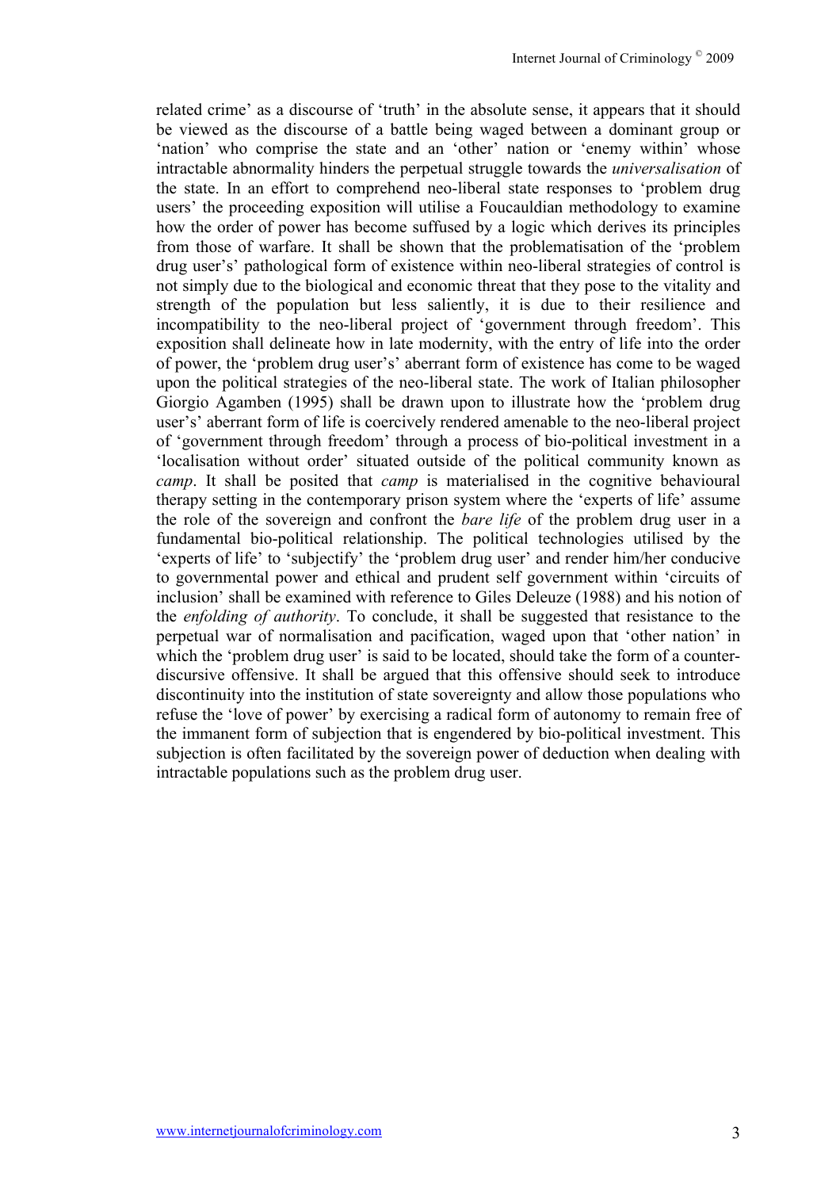related crime' as a discourse of 'truth' in the absolute sense, it appears that it should be viewed as the discourse of a battle being waged between a dominant group or 'nation' who comprise the state and an 'other' nation or 'enemy within' whose intractable abnormality hinders the perpetual struggle towards the *universalisation* of the state. In an effort to comprehend neo-liberal state responses to 'problem drug users' the proceeding exposition will utilise a Foucauldian methodology to examine how the order of power has become suffused by a logic which derives its principles from those of warfare. It shall be shown that the problematisation of the 'problem drug user's' pathological form of existence within neo-liberal strategies of control is not simply due to the biological and economic threat that they pose to the vitality and strength of the population but less saliently, it is due to their resilience and incompatibility to the neo-liberal project of 'government through freedom'. This exposition shall delineate how in late modernity, with the entry of life into the order of power, the 'problem drug user's' aberrant form of existence has come to be waged upon the political strategies of the neo-liberal state. The work of Italian philosopher Giorgio Agamben (1995) shall be drawn upon to illustrate how the 'problem drug user's' aberrant form of life is coercively rendered amenable to the neo-liberal project of 'government through freedom' through a process of bio-political investment in a 'localisation without order' situated outside of the political community known as *camp*. It shall be posited that *camp* is materialised in the cognitive behavioural therapy setting in the contemporary prison system where the 'experts of life' assume the role of the sovereign and confront the *bare life* of the problem drug user in a fundamental bio-political relationship. The political technologies utilised by the 'experts of life' to 'subjectify' the 'problem drug user' and render him/her conducive to governmental power and ethical and prudent self government within 'circuits of inclusion' shall be examined with reference to Giles Deleuze (1988) and his notion of the *enfolding of authority*. To conclude, it shall be suggested that resistance to the perpetual war of normalisation and pacification, waged upon that 'other nation' in which the 'problem drug user' is said to be located, should take the form of a counter-discursive offensive. It shall be argued that this offensive should seek to introduce discontinuity into the institution of state sovereignty and allow those populations who refuse the 'love of power' by exercising a radical form of autonomy to remain free of the immanent form of subjection that is engendered by bio-political investment. This subjection is often facilitated by the sovereign power of deduction when dealing with intractable populations such as the problem drug user.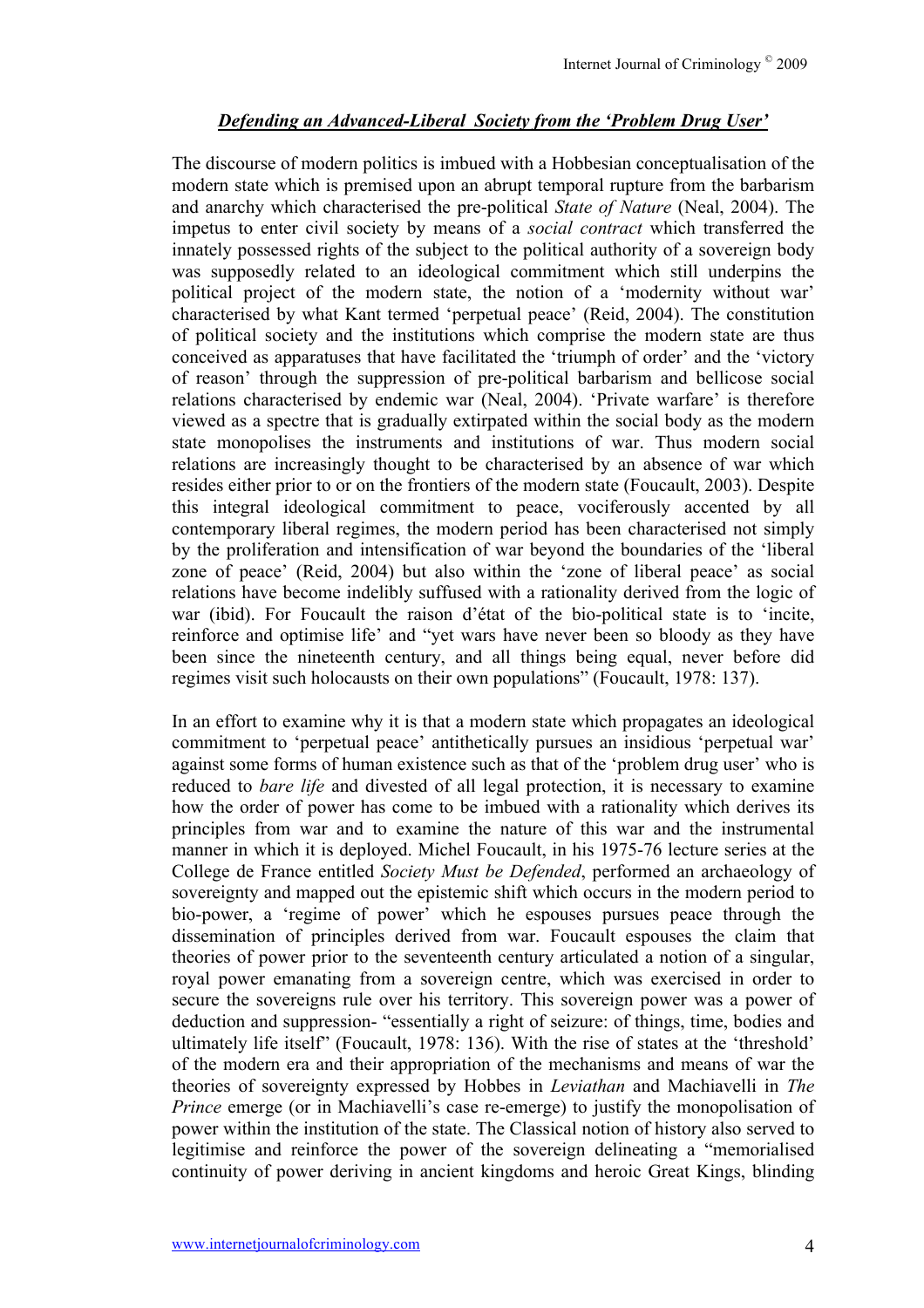## ***Defending an Advanced-Liberal Society from the 'Problem Drug User'***

The discourse of modern politics is imbued with a Hobbesian conceptualisation of the modern state which is premised upon an abrupt temporal rupture from the barbarism and anarchy which characterised the pre-political *State of Nature* (Neal, 2004). The impetus to enter civil society by means of a *social contract* which transferred the innately possessed rights of the subject to the political authority of a sovereign body was supposedly related to an ideological commitment which still underpins the political project of the modern state, the notion of a 'modernity without war' characterised by what Kant termed 'perpetual peace' (Reid, 2004). The constitution of political society and the institutions which comprise the modern state are thus conceived as apparatuses that have facilitated the 'triumph of order' and the 'victory of reason' through the suppression of pre-political barbarism and bellicose social relations characterised by endemic war (Neal, 2004). 'Private warfare' is therefore viewed as a spectre that is gradually extirpated within the social body as the modern state monopolises the instruments and institutions of war. Thus modern social relations are increasingly thought to be characterised by an absence of war which resides either prior to or on the frontiers of the modern state (Foucault, 2003). Despite this integral ideological commitment to peace, vociferously accented by all contemporary liberal regimes, the modern period has been characterised not simply by the proliferation and intensification of war beyond the boundaries of the 'liberal zone of peace' (Reid, 2004) but also within the 'zone of liberal peace' as social relations have become indelibly suffused with a rationality derived from the logic of war (ibid). For Foucault the raison d'état of the bio-political state is to 'incite, reinforce and optimise life' and "yet wars have never been so bloody as they have been since the nineteenth century, and all things being equal, never before did regimes visit such holocausts on their own populations" (Foucault, 1978: 137).

In an effort to examine why it is that a modern state which propagates an ideological commitment to 'perpetual peace' antithetically pursues an insidious 'perpetual war' against some forms of human existence such as that of the 'problem drug user' who is reduced to *bare life* and divested of all legal protection, it is necessary to examine how the order of power has come to be imbued with a rationality which derives its principles from war and to examine the nature of this war and the instrumental manner in which it is deployed. Michel Foucault, in his 1975-76 lecture series at the College de France entitled *Society Must be Defended*, performed an archaeology of sovereignty and mapped out the epistemic shift which occurs in the modern period to bio-power, a 'regime of power' which he espouses pursues peace through the dissemination of principles derived from war. Foucault espouses the claim that theories of power prior to the seventeenth century articulated a notion of a singular, royal power emanating from a sovereign centre, which was exercised in order to secure the sovereigns rule over his territory. This sovereign power was a power of deduction and suppression- "essentially a right of seizure: of things, time, bodies and ultimately life itself" (Foucault, 1978: 136). With the rise of states at the 'threshold' of the modern era and their appropriation of the mechanisms and means of war the theories of sovereignty expressed by Hobbes in *Leviathan* and Machiavelli in *The Prince* emerge (or in Machiavelli's case re-emerge) to justify the monopolisation of power within the institution of the state. The Classical notion of history also served to legitimise and reinforce the power of the sovereign delineating a "memorialised continuity of power deriving in ancient kingdoms and heroic Great Kings, blinding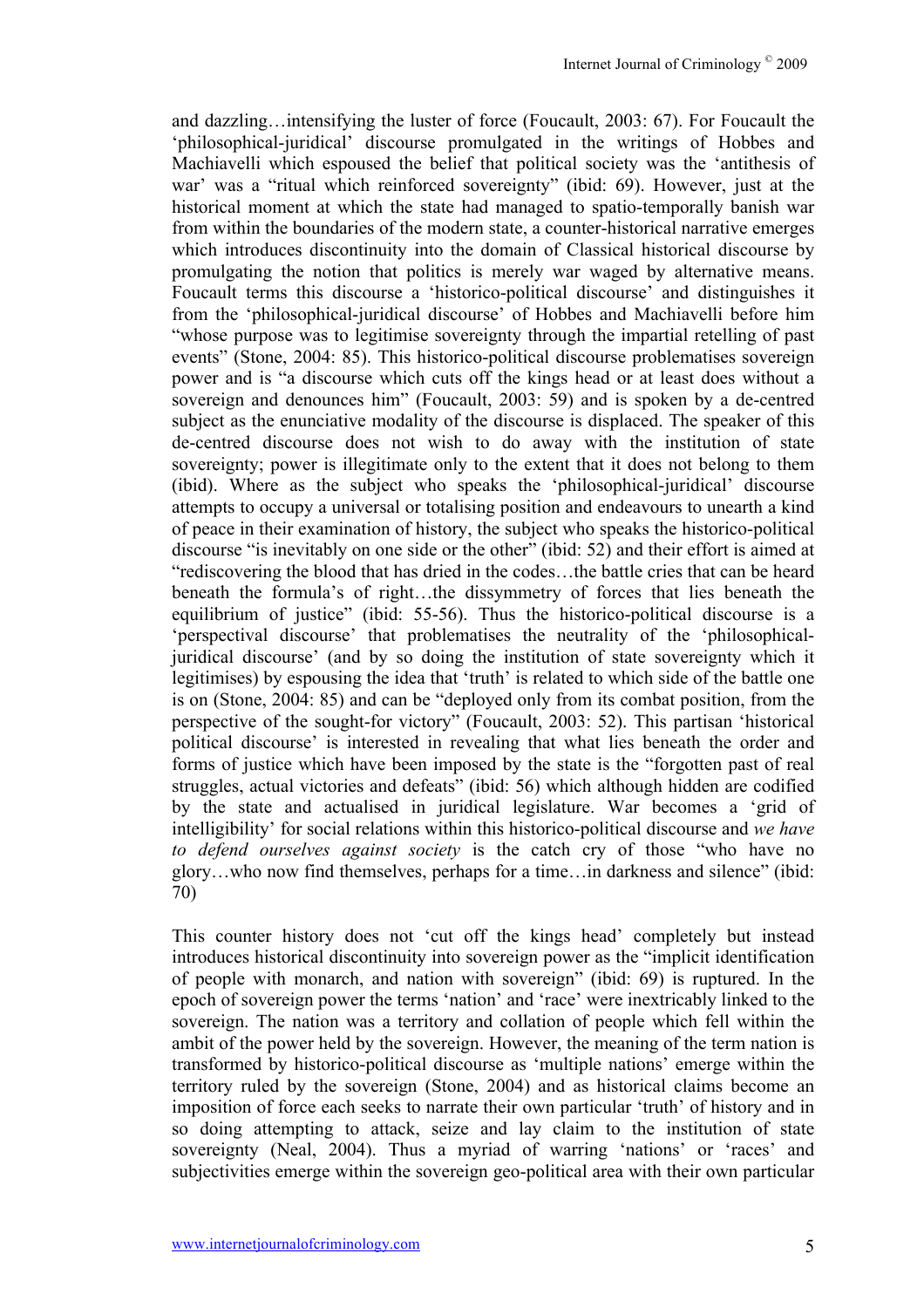and dazzling…intensifying the luster of force (Foucault, 2003: 67). For Foucault the 'philosophical-juridical' discourse promulgated in the writings of Hobbes and Machiavelli which espoused the belief that political society was the 'antithesis of war' was a "ritual which reinforced sovereignty" (ibid: 69). However, just at the historical moment at which the state had managed to spatio-temporally banish war from within the boundaries of the modern state, a counter-historical narrative emerges which introduces discontinuity into the domain of Classical historical discourse by promulgating the notion that politics is merely war waged by alternative means. Foucault terms this discourse a 'historico-political discourse' and distinguishes it from the 'philosophical-juridical discourse' of Hobbes and Machiavelli before him "whose purpose was to legitimise sovereignty through the impartial retelling of past events" (Stone, 2004: 85). This historico-political discourse problematises sovereign power and is "a discourse which cuts off the kings head or at least does without a sovereign and denounces him" (Foucault, 2003: 59) and is spoken by a de-centred subject as the enunciative modality of the discourse is displaced. The speaker of this de-centred discourse does not wish to do away with the institution of state sovereignty; power is illegitimate only to the extent that it does not belong to them (ibid). Where as the subject who speaks the 'philosophical-juridical' discourse attempts to occupy a universal or totalising position and endeavours to unearth a kind of peace in their examination of history, the subject who speaks the historico-political discourse "is inevitably on one side or the other" (ibid: 52) and their effort is aimed at "rediscovering the blood that has dried in the codes…the battle cries that can be heard beneath the formula's of right…the dissymmetry of forces that lies beneath the equilibrium of justice" (ibid: 55-56). Thus the historico-political discourse is a 'perspectival discourse' that problematises the neutrality of the 'philosophical-juridical discourse' (and by so doing the institution of state sovereignty which it legitimises) by espousing the idea that 'truth' is related to which side of the battle one is on (Stone, 2004: 85) and can be "deployed only from its combat position, from the perspective of the sought-for victory" (Foucault, 2003: 52). This partisan 'historical political discourse' is interested in revealing that what lies beneath the order and forms of justice which have been imposed by the state is the "forgotten past of real struggles, actual victories and defeats" (ibid: 56) which although hidden are codified by the state and actualised in juridical legislature. War becomes a 'grid of intelligibility' for social relations within this historico-political discourse and *we have to defend ourselves against society* is the catch cry of those "who have no glory…who now find themselves, perhaps for a time…in darkness and silence" (ibid: 70)

This counter history does not 'cut off the kings head' completely but instead introduces historical discontinuity into sovereign power as the "implicit identification of people with monarch, and nation with sovereign" (ibid: 69) is ruptured. In the epoch of sovereign power the terms 'nation' and 'race' were inextricably linked to the sovereign. The nation was a territory and collation of people which fell within the ambit of the power held by the sovereign. However, the meaning of the term nation is transformed by historico-political discourse as 'multiple nations' emerge within the territory ruled by the sovereign (Stone, 2004) and as historical claims become an imposition of force each seeks to narrate their own particular 'truth' of history and in so doing attempting to attack, seize and lay claim to the institution of state sovereignty (Neal, 2004). Thus a myriad of warring 'nations' or 'races' and subjectivities emerge within the sovereign geo-political area with their own particular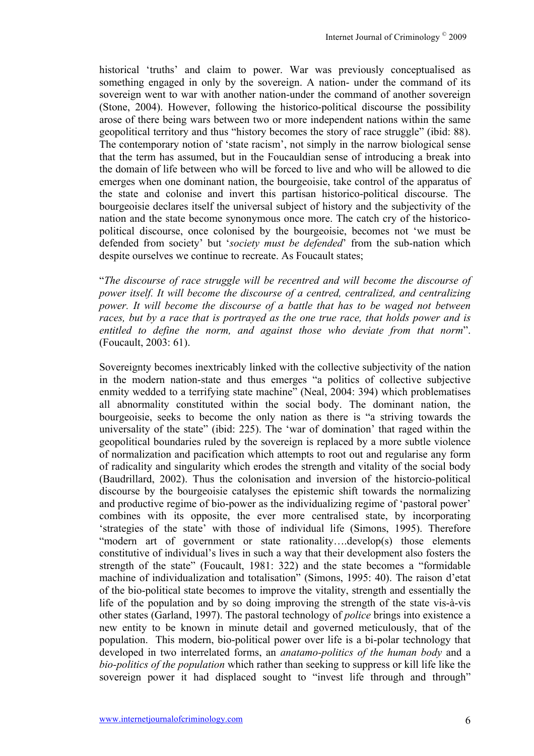historical 'truths' and claim to power. War was previously conceptualised as something engaged in only by the sovereign. A nation- under the command of its sovereign went to war with another nation-under the command of another sovereign (Stone, 2004). However, following the historico-political discourse the possibility arose of there being wars between two or more independent nations within the same geopolitical territory and thus "history becomes the story of race struggle" (ibid: 88). The contemporary notion of 'state racism', not simply in the narrow biological sense that the term has assumed, but in the Foucauldian sense of introducing a break into the domain of life between who will be forced to live and who will be allowed to die emerges when one dominant nation, the bourgeoisie, take control of the apparatus of the state and colonise and invert this partisan historico-political discourse. The bourgeoisie declares itself the universal subject of history and the subjectivity of the nation and the state become synonymous once more. The catch cry of the historico-political discourse, once colonised by the bourgeoisie, becomes not 'we must be defended from society' but '*society must be defended*' from the sub-nation which despite ourselves we continue to recreate. As Foucault states;

"*The discourse of race struggle will be recentred and will become the discourse of power itself. It will become the discourse of a centred, centralized, and centralizing power. It will become the discourse of a battle that has to be waged not between races, but by a race that is portrayed as the one true race, that holds power and is entitled to define the norm, and against those who deviate from that norm*". (Foucault, 2003: 61).

Sovereignty becomes inextricably linked with the collective subjectivity of the nation in the modern nation-state and thus emerges "a politics of collective subjective enmity wedded to a terrifying state machine" (Neal, 2004: 394) which problematises all abnormality constituted within the social body. The dominant nation, the bourgeoisie, seeks to become the only nation as there is "a striving towards the universality of the state" (ibid: 225). The 'war of domination' that raged within the geopolitical boundaries ruled by the sovereign is replaced by a more subtle violence of normalization and pacification which attempts to root out and regularise any form of radicality and singularity which erodes the strength and vitality of the social body (Baudrillard, 2002). Thus the colonisation and inversion of the historcio-political discourse by the bourgeoisie catalyses the epistemic shift towards the normalizing and productive regime of bio-power as the individualizing regime of 'pastoral power' combines with its opposite, the ever more centralised state, by incorporating 'strategies of the state' with those of individual life (Simons, 1995). Therefore "modern art of government or state rationality….develop(s) those elements constitutive of individual's lives in such a way that their development also fosters the strength of the state" (Foucault, 1981: 322) and the state becomes a "formidable machine of individualization and totalisation" (Simons, 1995: 40). The raison d'etat of the bio-political state becomes to improve the vitality, strength and essentially the life of the population and by so doing improving the strength of the state vis-à-vis other states (Garland, 1997). The pastoral technology of *police* brings into existence a new entity to be known in minute detail and governed meticulously, that of the population. This modern, bio-political power over life is a bi-polar technology that developed in two interrelated forms, an *anatamo-politics of the human body* and a *bio-politics of the population* which rather than seeking to suppress or kill life like the sovereign power it had displaced sought to "invest life through and through"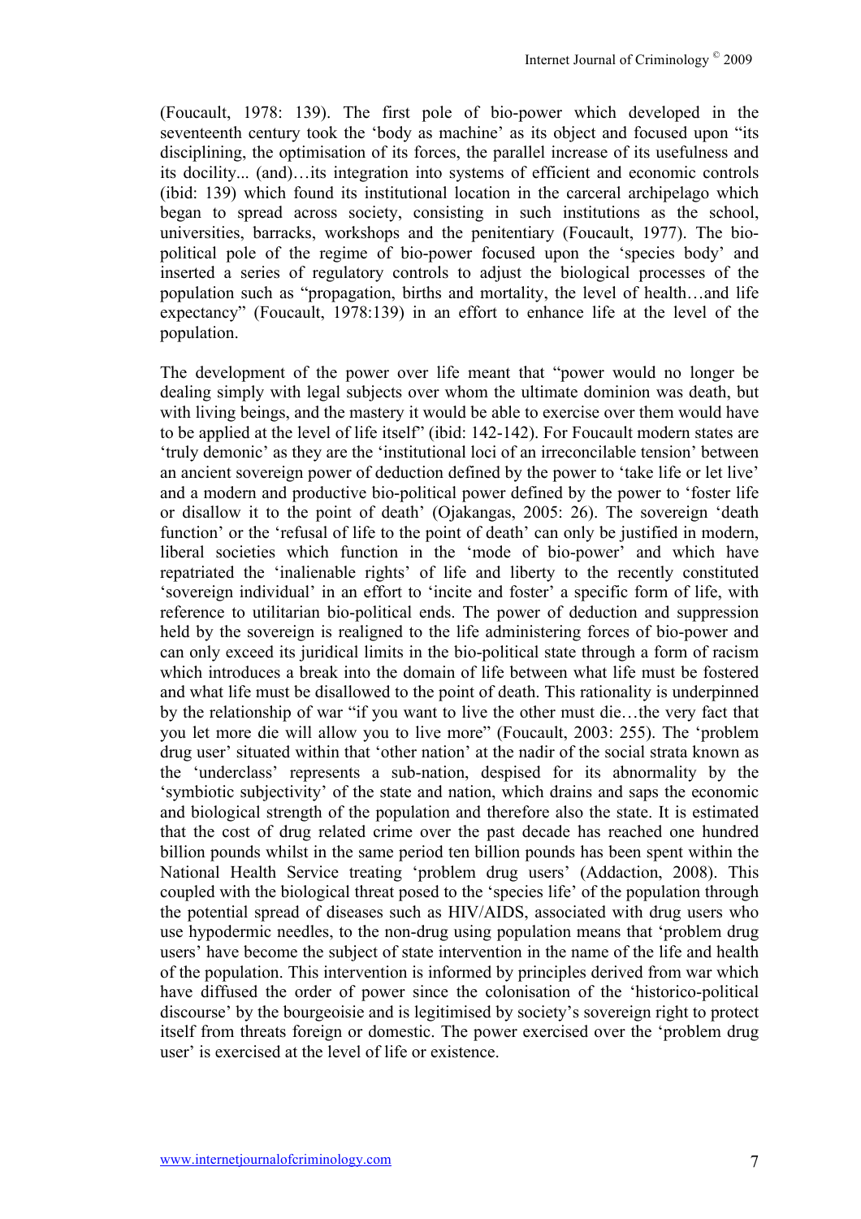(Foucault, 1978: 139). The first pole of bio-power which developed in the seventeenth century took the 'body as machine' as its object and focused upon "its disciplining, the optimisation of its forces, the parallel increase of its usefulness and its docility... (and)…its integration into systems of efficient and economic controls (ibid: 139) which found its institutional location in the carceral archipelago which began to spread across society, consisting in such institutions as the school, universities, barracks, workshops and the penitentiary (Foucault, 1977). The bio-political pole of the regime of bio-power focused upon the 'species body' and inserted a series of regulatory controls to adjust the biological processes of the population such as "propagation, births and mortality, the level of health…and life expectancy" (Foucault, 1978:139) in an effort to enhance life at the level of the population.

The development of the power over life meant that "power would no longer be dealing simply with legal subjects over whom the ultimate dominion was death, but with living beings, and the mastery it would be able to exercise over them would have to be applied at the level of life itself" (ibid: 142-142). For Foucault modern states are 'truly demonic' as they are the 'institutional loci of an irreconcilable tension' between an ancient sovereign power of deduction defined by the power to 'take life or let live' and a modern and productive bio-political power defined by the power to 'foster life or disallow it to the point of death' (Ojakangas, 2005: 26). The sovereign 'death function' or the 'refusal of life to the point of death' can only be justified in modern, liberal societies which function in the 'mode of bio-power' and which have repatriated the 'inalienable rights' of life and liberty to the recently constituted 'sovereign individual' in an effort to 'incite and foster' a specific form of life, with reference to utilitarian bio-political ends. The power of deduction and suppression held by the sovereign is realigned to the life administering forces of bio-power and can only exceed its juridical limits in the bio-political state through a form of racism which introduces a break into the domain of life between what life must be fostered and what life must be disallowed to the point of death. This rationality is underpinned by the relationship of war "if you want to live the other must die…the very fact that you let more die will allow you to live more" (Foucault, 2003: 255). The 'problem drug user' situated within that 'other nation' at the nadir of the social strata known as the 'underclass' represents a sub-nation, despised for its abnormality by the 'symbiotic subjectivity' of the state and nation, which drains and saps the economic and biological strength of the population and therefore also the state. It is estimated that the cost of drug related crime over the past decade has reached one hundred billion pounds whilst in the same period ten billion pounds has been spent within the National Health Service treating 'problem drug users' (Addaction, 2008). This coupled with the biological threat posed to the 'species life' of the population through the potential spread of diseases such as HIV/AIDS, associated with drug users who use hypodermic needles, to the non-drug using population means that 'problem drug users' have become the subject of state intervention in the name of the life and health of the population. This intervention is informed by principles derived from war which have diffused the order of power since the colonisation of the 'historico-political discourse' by the bourgeoisie and is legitimised by society's sovereign right to protect itself from threats foreign or domestic. The power exercised over the 'problem drug user' is exercised at the level of life or existence.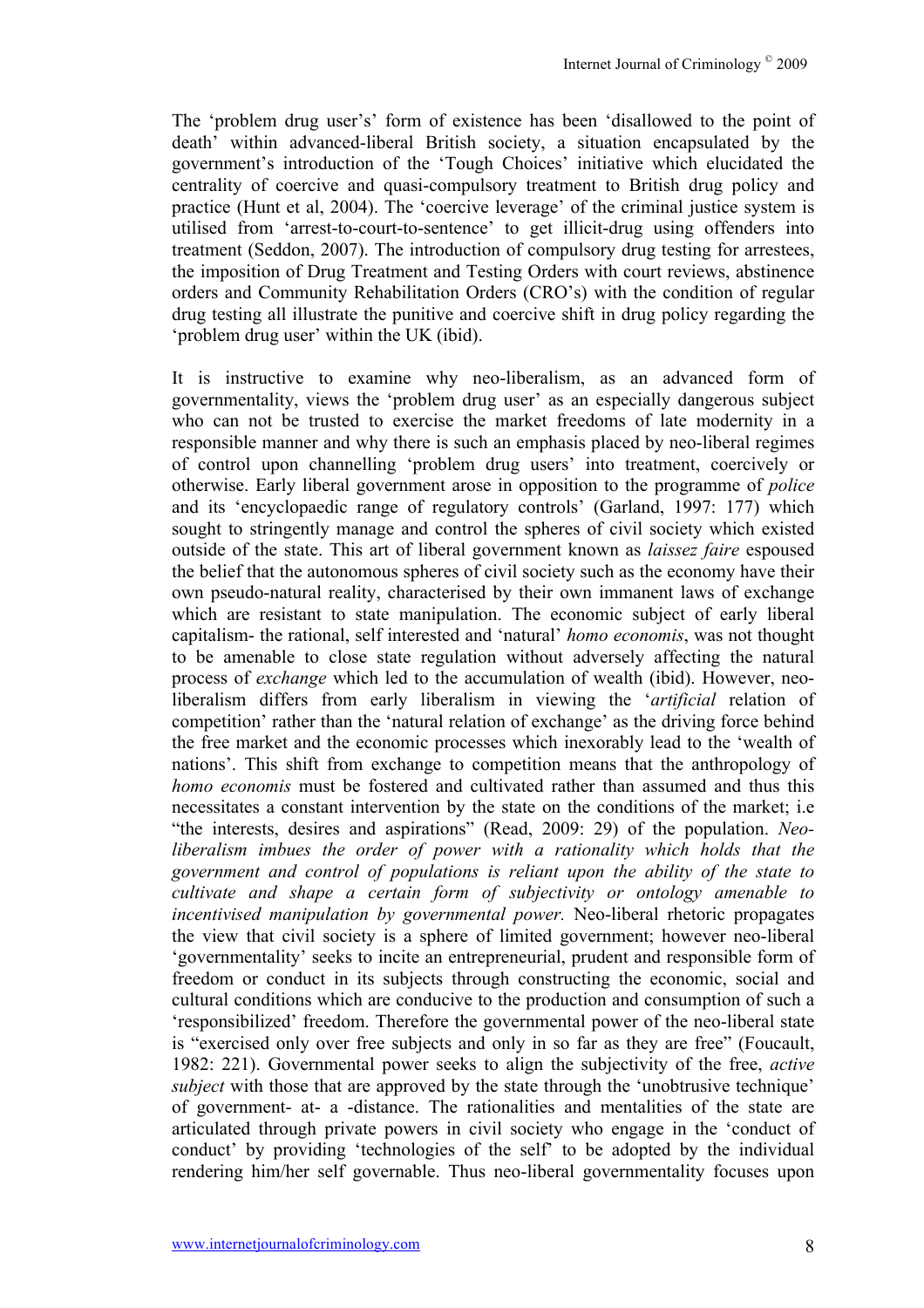The 'problem drug user's' form of existence has been 'disallowed to the point of death' within advanced-liberal British society, a situation encapsulated by the government's introduction of the 'Tough Choices' initiative which elucidated the centrality of coercive and quasi-compulsory treatment to British drug policy and practice (Hunt et al, 2004). The 'coercive leverage' of the criminal justice system is utilised from 'arrest-to-court-to-sentence' to get illicit-drug using offenders into treatment (Seddon, 2007). The introduction of compulsory drug testing for arrestees, the imposition of Drug Treatment and Testing Orders with court reviews, abstinence orders and Community Rehabilitation Orders (CRO's) with the condition of regular drug testing all illustrate the punitive and coercive shift in drug policy regarding the 'problem drug user' within the UK (ibid).

It is instructive to examine why neo-liberalism, as an advanced form of governmentality, views the 'problem drug user' as an especially dangerous subject who can not be trusted to exercise the market freedoms of late modernity in a responsible manner and why there is such an emphasis placed by neo-liberal regimes of control upon channelling 'problem drug users' into treatment, coercively or otherwise. Early liberal government arose in opposition to the programme of *police* and its 'encyclopaedic range of regulatory controls' (Garland, 1997: 177) which sought to stringently manage and control the spheres of civil society which existed outside of the state. This art of liberal government known as *laissez faire* espoused the belief that the autonomous spheres of civil society such as the economy have their own pseudo-natural reality, characterised by their own immanent laws of exchange which are resistant to state manipulation. The economic subject of early liberal capitalism- the rational, self interested and 'natural' *homo economis*, was not thought to be amenable to close state regulation without adversely affecting the natural process of *exchange* which led to the accumulation of wealth (ibid). However, neo-liberalism differs from early liberalism in viewing the '*artificial* relation of competition' rather than the 'natural relation of exchange' as the driving force behind the free market and the economic processes which inexorably lead to the 'wealth of nations'. This shift from exchange to competition means that the anthropology of *homo economis* must be fostered and cultivated rather than assumed and thus this necessitates a constant intervention by the state on the conditions of the market; i.e "the interests, desires and aspirations" (Read, 2009: 29) of the population. *Neo-liberalism imbues the order of power with a rationality which holds that the government and control of populations is reliant upon the ability of the state to cultivate and shape a certain form of subjectivity or ontology amenable to incentivised manipulation by governmental power.* Neo-liberal rhetoric propagates the view that civil society is a sphere of limited government; however neo-liberal 'governmentality' seeks to incite an entrepreneurial, prudent and responsible form of freedom or conduct in its subjects through constructing the economic, social and cultural conditions which are conducive to the production and consumption of such a 'responsibilized' freedom. Therefore the governmental power of the neo-liberal state is "exercised only over free subjects and only in so far as they are free" (Foucault, 1982: 221). Governmental power seeks to align the subjectivity of the free, *active subject* with those that are approved by the state through the 'unobtrusive technique' of government- at- a -distance. The rationalities and mentalities of the state are articulated through private powers in civil society who engage in the 'conduct of conduct' by providing 'technologies of the self' to be adopted by the individual rendering him/her self governable. Thus neo-liberal governmentality focuses upon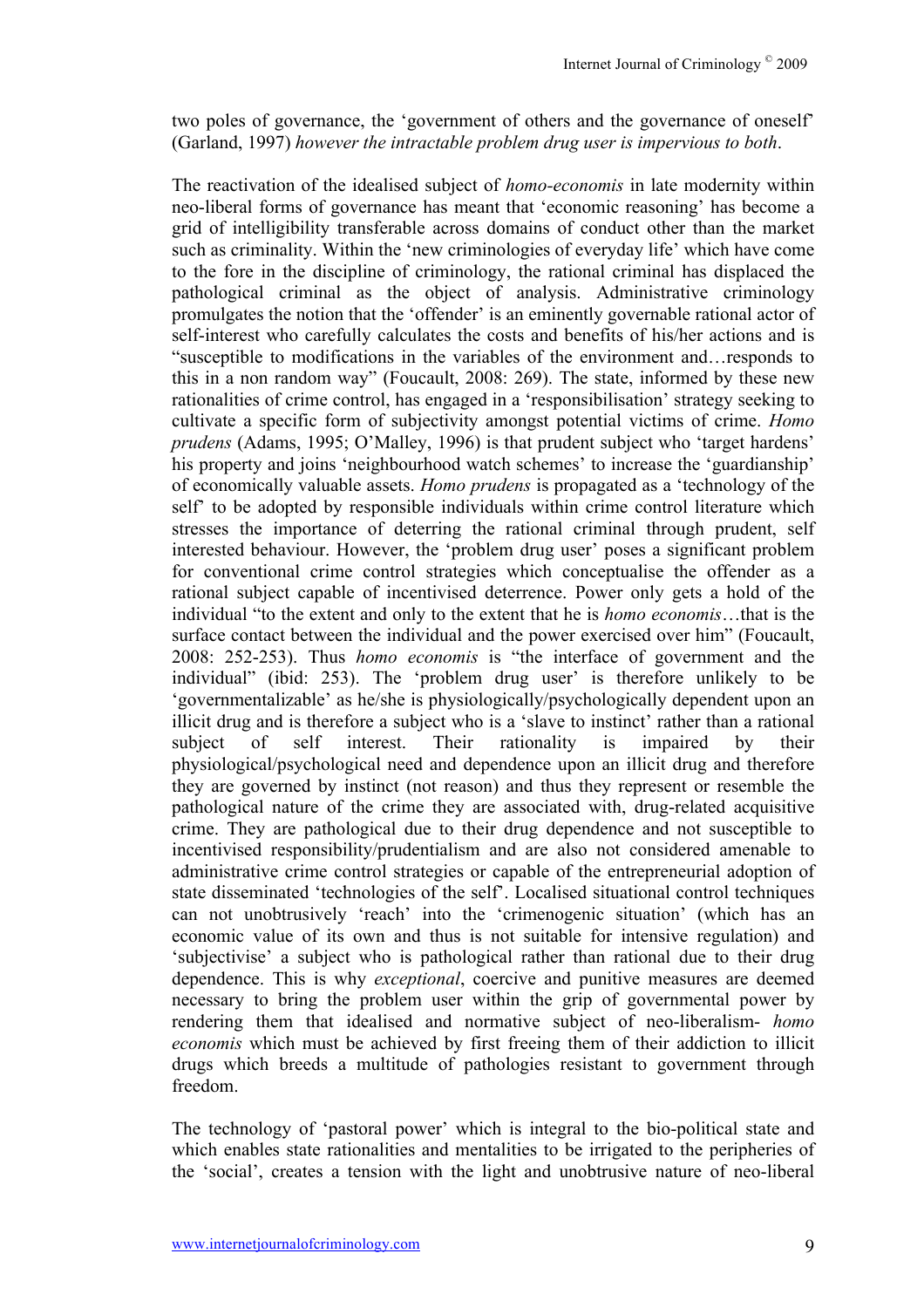two poles of governance, the 'government of others and the governance of oneself' (Garland, 1997) *however the intractable problem drug user is impervious to both*.

The reactivation of the idealised subject of *homo-economis* in late modernity within neo-liberal forms of governance has meant that 'economic reasoning' has become a grid of intelligibility transferable across domains of conduct other than the market such as criminality. Within the 'new criminologies of everyday life' which have come to the fore in the discipline of criminology, the rational criminal has displaced the pathological criminal as the object of analysis. Administrative criminology promulgates the notion that the 'offender' is an eminently governable rational actor of self-interest who carefully calculates the costs and benefits of his/her actions and is "susceptible to modifications in the variables of the environment and…responds to this in a non random way" (Foucault, 2008: 269). The state, informed by these new rationalities of crime control, has engaged in a 'responsibilisation' strategy seeking to cultivate a specific form of subjectivity amongst potential victims of crime. *Homo prudens* (Adams, 1995; O'Malley, 1996) is that prudent subject who 'target hardens' his property and joins 'neighbourhood watch schemes' to increase the 'guardianship' of economically valuable assets. *Homo prudens* is propagated as a 'technology of the self' to be adopted by responsible individuals within crime control literature which stresses the importance of deterring the rational criminal through prudent, self interested behaviour. However, the 'problem drug user' poses a significant problem for conventional crime control strategies which conceptualise the offender as a rational subject capable of incentivised deterrence. Power only gets a hold of the individual "to the extent and only to the extent that he is *homo economis*…that is the surface contact between the individual and the power exercised over him" (Foucault, 2008: 252-253). Thus *homo economis* is "the interface of government and the individual" (ibid: 253). The 'problem drug user' is therefore unlikely to be 'governmentalizable' as he/she is physiologically/psychologically dependent upon an illicit drug and is therefore a subject who is a 'slave to instinct' rather than a rational subject of self interest. Their rationality is impaired by their physiological/psychological need and dependence upon an illicit drug and therefore they are governed by instinct (not reason) and thus they represent or resemble the pathological nature of the crime they are associated with, drug-related acquisitive crime. They are pathological due to their drug dependence and not susceptible to incentivised responsibility/prudentialism and are also not considered amenable to administrative crime control strategies or capable of the entrepreneurial adoption of state disseminated 'technologies of the self'. Localised situational control techniques can not unobtrusively 'reach' into the 'crimenogenic situation' (which has an economic value of its own and thus is not suitable for intensive regulation) and 'subjectivise' a subject who is pathological rather than rational due to their drug dependence. This is why *exceptional*, coercive and punitive measures are deemed necessary to bring the problem user within the grip of governmental power by rendering them that idealised and normative subject of neo-liberalism- *homo economis* which must be achieved by first freeing them of their addiction to illicit drugs which breeds a multitude of pathologies resistant to government through freedom.

The technology of 'pastoral power' which is integral to the bio-political state and which enables state rationalities and mentalities to be irrigated to the peripheries of the 'social', creates a tension with the light and unobtrusive nature of neo-liberal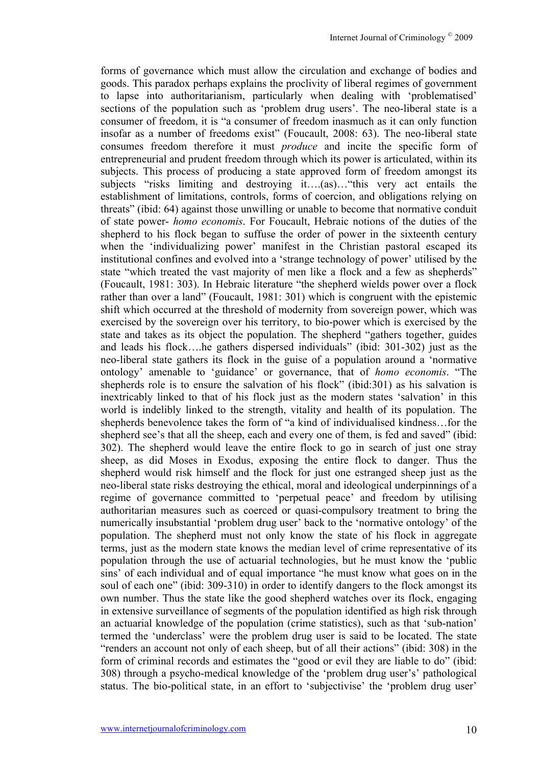forms of governance which must allow the circulation and exchange of bodies and goods. This paradox perhaps explains the proclivity of liberal regimes of government to lapse into authoritarianism, particularly when dealing with 'problematised' sections of the population such as 'problem drug users'. The neo-liberal state is a consumer of freedom, it is "a consumer of freedom inasmuch as it can only function insofar as a number of freedoms exist" (Foucault, 2008: 63). The neo-liberal state consumes freedom therefore it must *produce* and incite the specific form of entrepreneurial and prudent freedom through which its power is articulated, within its subjects. This process of producing a state approved form of freedom amongst its subjects "risks limiting and destroying it….(as)…"this very act entails the establishment of limitations, controls, forms of coercion, and obligations relying on threats" (ibid: 64) against those unwilling or unable to become that normative conduit of state power- *homo economis*. For Foucault, Hebraic notions of the duties of the shepherd to his flock began to suffuse the order of power in the sixteenth century when the 'individualizing power' manifest in the Christian pastoral escaped its institutional confines and evolved into a 'strange technology of power' utilised by the state "which treated the vast majority of men like a flock and a few as shepherds" (Foucault, 1981: 303). In Hebraic literature "the shepherd wields power over a flock rather than over a land" (Foucault, 1981: 301) which is congruent with the epistemic shift which occurred at the threshold of modernity from sovereign power, which was exercised by the sovereign over his territory, to bio-power which is exercised by the state and takes as its object the population. The shepherd "gathers together, guides and leads his flock….he gathers dispersed individuals" (ibid: 301-302) just as the neo-liberal state gathers its flock in the guise of a population around a 'normative ontology' amenable to 'guidance' or governance, that of *homo economis*. "The shepherds role is to ensure the salvation of his flock" (ibid:301) as his salvation is inextricably linked to that of his flock just as the modern states 'salvation' in this world is indelibly linked to the strength, vitality and health of its population. The shepherds benevolence takes the form of "a kind of individualised kindness…for the shepherd see's that all the sheep, each and every one of them, is fed and saved" (ibid: 302). The shepherd would leave the entire flock to go in search of just one stray sheep, as did Moses in Exodus, exposing the entire flock to danger. Thus the shepherd would risk himself and the flock for just one estranged sheep just as the neo-liberal state risks destroying the ethical, moral and ideological underpinnings of a regime of governance committed to 'perpetual peace' and freedom by utilising authoritarian measures such as coerced or quasi-compulsory treatment to bring the numerically insubstantial 'problem drug user' back to the 'normative ontology' of the population. The shepherd must not only know the state of his flock in aggregate terms, just as the modern state knows the median level of crime representative of its population through the use of actuarial technologies, but he must know the 'public sins' of each individual and of equal importance "he must know what goes on in the soul of each one" (ibid: 309-310) in order to identify dangers to the flock amongst its own number. Thus the state like the good shepherd watches over its flock, engaging in extensive surveillance of segments of the population identified as high risk through an actuarial knowledge of the population (crime statistics), such as that 'sub-nation' termed the 'underclass' were the problem drug user is said to be located. The state "renders an account not only of each sheep, but of all their actions" (ibid: 308) in the form of criminal records and estimates the "good or evil they are liable to do" (ibid: 308) through a psycho-medical knowledge of the 'problem drug user's' pathological status. The bio-political state, in an effort to 'subjectivise' the 'problem drug user'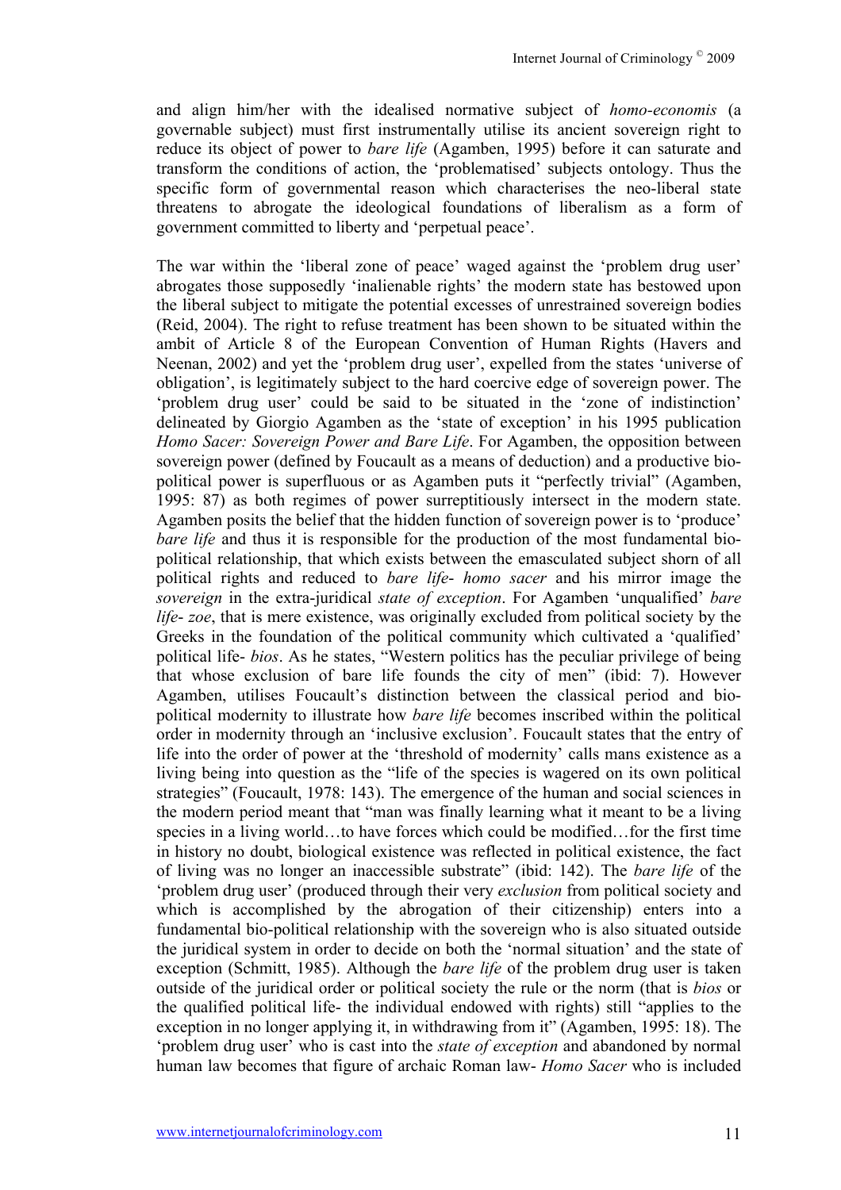and align him/her with the idealised normative subject of *homo-economis* (a governable subject) must first instrumentally utilise its ancient sovereign right to reduce its object of power to *bare life* (Agamben, 1995) before it can saturate and transform the conditions of action, the 'problematised' subjects ontology. Thus the specific form of governmental reason which characterises the neo-liberal state threatens to abrogate the ideological foundations of liberalism as a form of government committed to liberty and 'perpetual peace'.

The war within the 'liberal zone of peace' waged against the 'problem drug user' abrogates those supposedly 'inalienable rights' the modern state has bestowed upon the liberal subject to mitigate the potential excesses of unrestrained sovereign bodies (Reid, 2004). The right to refuse treatment has been shown to be situated within the ambit of Article 8 of the European Convention of Human Rights (Havers and Neenan, 2002) and yet the 'problem drug user', expelled from the states 'universe of obligation', is legitimately subject to the hard coercive edge of sovereign power. The 'problem drug user' could be said to be situated in the 'zone of indistinction' delineated by Giorgio Agamben as the 'state of exception' in his 1995 publication *Homo Sacer: Sovereign Power and Bare Life*. For Agamben, the opposition between sovereign power (defined by Foucault as a means of deduction) and a productive bio-political power is superfluous or as Agamben puts it "perfectly trivial" (Agamben, 1995: 87) as both regimes of power surreptitiously intersect in the modern state. Agamben posits the belief that the hidden function of sovereign power is to 'produce' *bare life* and thus it is responsible for the production of the most fundamental bio-political relationship, that which exists between the emasculated subject shorn of all political rights and reduced to *bare life- homo sacer* and his mirror image the *sovereign* in the extra-juridical *state of exception*. For Agamben 'unqualified' *bare life- zoe*, that is mere existence, was originally excluded from political society by the Greeks in the foundation of the political community which cultivated a 'qualified' political life- *bios*. As he states, "Western politics has the peculiar privilege of being that whose exclusion of bare life founds the city of men" (ibid: 7). However Agamben, utilises Foucault's distinction between the classical period and bio-political modernity to illustrate how *bare life* becomes inscribed within the political order in modernity through an 'inclusive exclusion'. Foucault states that the entry of life into the order of power at the 'threshold of modernity' calls mans existence as a living being into question as the "life of the species is wagered on its own political strategies" (Foucault, 1978: 143). The emergence of the human and social sciences in the modern period meant that "man was finally learning what it meant to be a living species in a living world…to have forces which could be modified…for the first time in history no doubt, biological existence was reflected in political existence, the fact of living was no longer an inaccessible substrate" (ibid: 142). The *bare life* of the 'problem drug user' (produced through their very *exclusion* from political society and which is accomplished by the abrogation of their citizenship) enters into a fundamental bio-political relationship with the sovereign who is also situated outside the juridical system in order to decide on both the 'normal situation' and the state of exception (Schmitt, 1985). Although the *bare life* of the problem drug user is taken outside of the juridical order or political society the rule or the norm (that is *bios* or the qualified political life- the individual endowed with rights) still "applies to the exception in no longer applying it, in withdrawing from it" (Agamben, 1995: 18). The 'problem drug user' who is cast into the *state of exception* and abandoned by normal human law becomes that figure of archaic Roman law- *Homo Sacer* who is included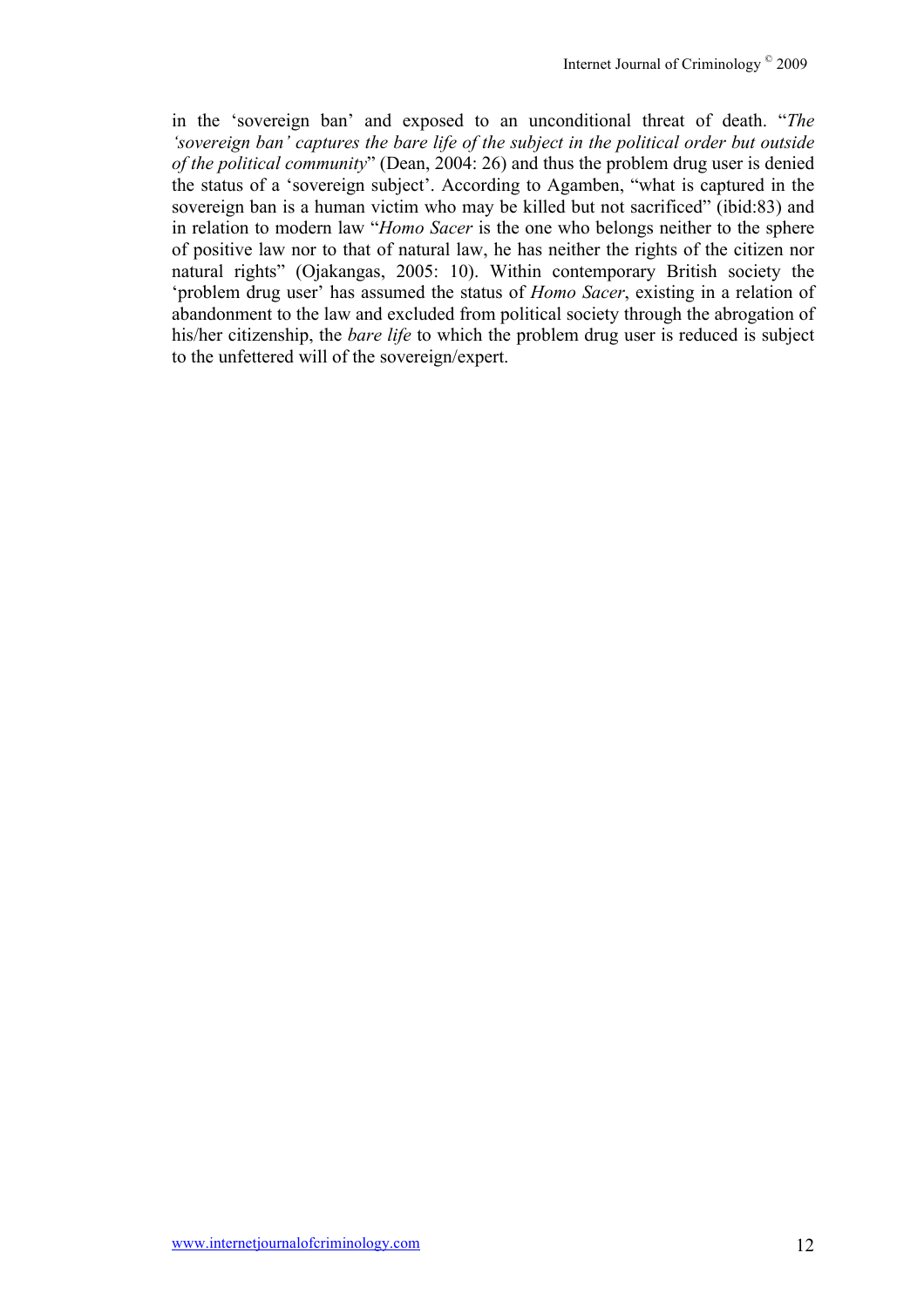in the 'sovereign ban' and exposed to an unconditional threat of death. "*The 'sovereign ban' captures the bare life of the subject in the political order but outside of the political community*" (Dean, 2004: 26) and thus the problem drug user is denied the status of a 'sovereign subject'. According to Agamben, "what is captured in the sovereign ban is a human victim who may be killed but not sacrificed" (ibid:83) and in relation to modern law "*Homo Sacer* is the one who belongs neither to the sphere of positive law nor to that of natural law, he has neither the rights of the citizen nor natural rights" (Ojakangas, 2005: 10). Within contemporary British society the 'problem drug user' has assumed the status of *Homo Sacer*, existing in a relation of abandonment to the law and excluded from political society through the abrogation of his/her citizenship, the *bare life* to which the problem drug user is reduced is subject to the unfettered will of the sovereign/expert.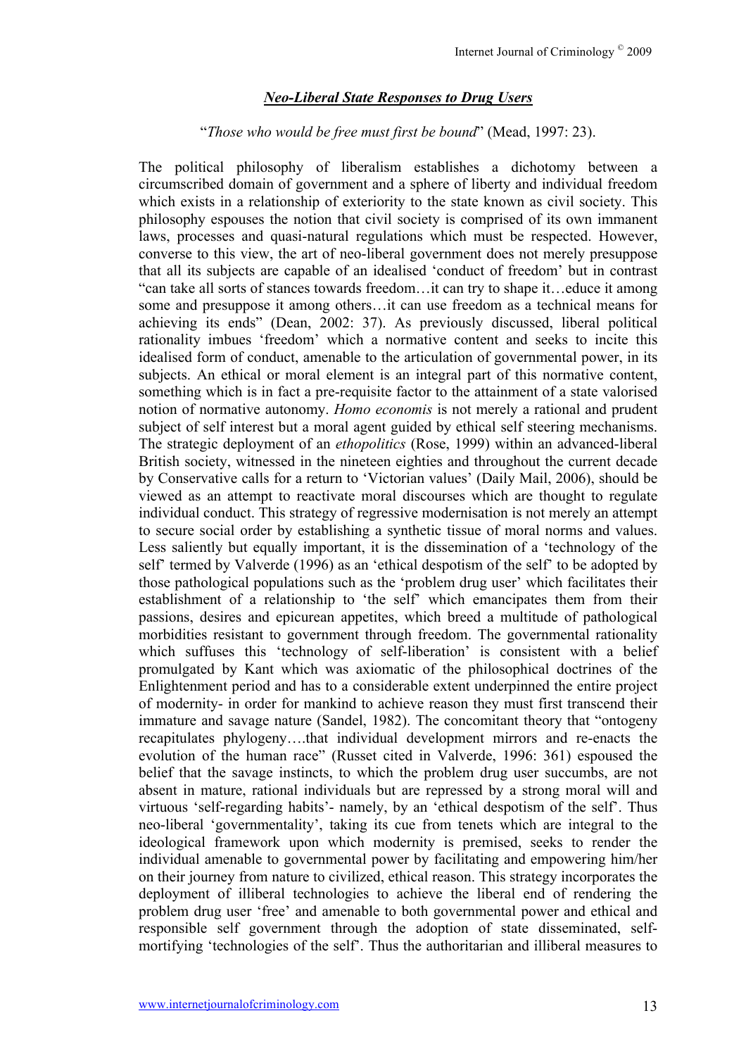## *Neo-Liberal State Responses to Drug Users*

"*Those who would be free must first be bound*" (Mead, 1997: 23).

The political philosophy of liberalism establishes a dichotomy between a circumscribed domain of government and a sphere of liberty and individual freedom which exists in a relationship of exteriority to the state known as civil society. This philosophy espouses the notion that civil society is comprised of its own immanent laws, processes and quasi-natural regulations which must be respected. However, converse to this view, the art of neo-liberal government does not merely presuppose that all its subjects are capable of an idealised 'conduct of freedom' but in contrast "can take all sorts of stances towards freedom…it can try to shape it…educe it among some and presuppose it among others…it can use freedom as a technical means for achieving its ends" (Dean, 2002: 37). As previously discussed, liberal political rationality imbues 'freedom' which a normative content and seeks to incite this idealised form of conduct, amenable to the articulation of governmental power, in its subjects. An ethical or moral element is an integral part of this normative content, something which is in fact a pre-requisite factor to the attainment of a state valorised notion of normative autonomy. *Homo economis* is not merely a rational and prudent subject of self interest but a moral agent guided by ethical self steering mechanisms. The strategic deployment of an *ethopolitics* (Rose, 1999) within an advanced-liberal British society, witnessed in the nineteen eighties and throughout the current decade by Conservative calls for a return to 'Victorian values' (Daily Mail, 2006), should be viewed as an attempt to reactivate moral discourses which are thought to regulate individual conduct. This strategy of regressive modernisation is not merely an attempt to secure social order by establishing a synthetic tissue of moral norms and values. Less saliently but equally important, it is the dissemination of a 'technology of the self' termed by Valverde (1996) as an 'ethical despotism of the self' to be adopted by those pathological populations such as the 'problem drug user' which facilitates their establishment of a relationship to 'the self' which emancipates them from their passions, desires and epicurean appetites, which breed a multitude of pathological morbidities resistant to government through freedom. The governmental rationality which suffuses this 'technology of self-liberation' is consistent with a belief promulgated by Kant which was axiomatic of the philosophical doctrines of the Enlightenment period and has to a considerable extent underpinned the entire project of modernity- in order for mankind to achieve reason they must first transcend their immature and savage nature (Sandel, 1982). The concomitant theory that "ontogeny recapitulates phylogeny….that individual development mirrors and re-enacts the evolution of the human race" (Russet cited in Valverde, 1996: 361) espoused the belief that the savage instincts, to which the problem drug user succumbs, are not absent in mature, rational individuals but are repressed by a strong moral will and virtuous 'self-regarding habits'- namely, by an 'ethical despotism of the self'. Thus neo-liberal 'governmentality', taking its cue from tenets which are integral to the ideological framework upon which modernity is premised, seeks to render the individual amenable to governmental power by facilitating and empowering him/her on their journey from nature to civilized, ethical reason. This strategy incorporates the deployment of illiberal technologies to achieve the liberal end of rendering the problem drug user 'free' and amenable to both governmental power and ethical and responsible self government through the adoption of state disseminated, self-mortifying 'technologies of the self'. Thus the authoritarian and illiberal measures to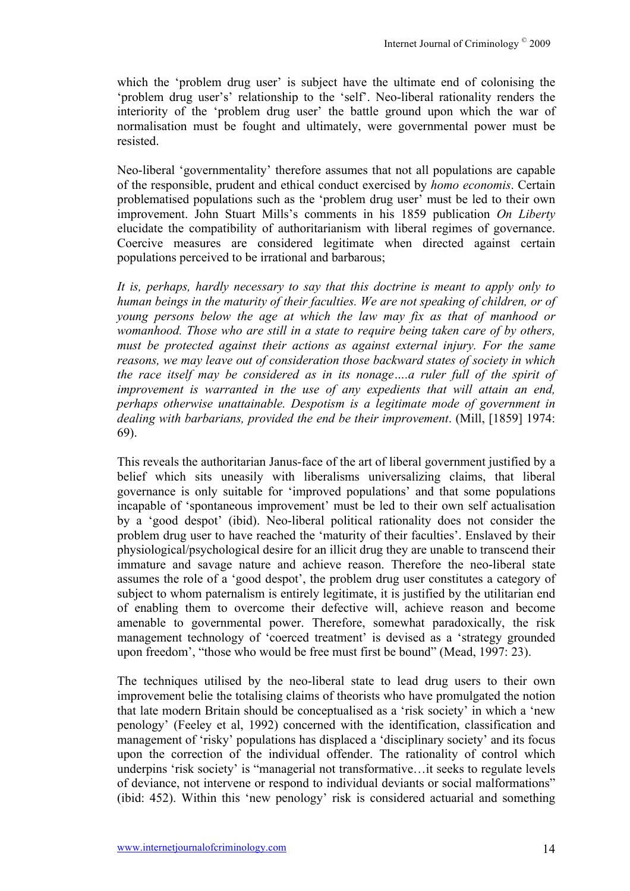which the 'problem drug user' is subject have the ultimate end of colonising the 'problem drug user's' relationship to the 'self'. Neo-liberal rationality renders the interiority of the 'problem drug user' the battle ground upon which the war of normalisation must be fought and ultimately, were governmental power must be resisted.

Neo-liberal 'governmentality' therefore assumes that not all populations are capable of the responsible, prudent and ethical conduct exercised by *homo economis*. Certain problematised populations such as the 'problem drug user' must be led to their own improvement. John Stuart Mills's comments in his 1859 publication *On Liberty* elucidate the compatibility of authoritarianism with liberal regimes of governance. Coercive measures are considered legitimate when directed against certain populations perceived to be irrational and barbarous;

*It is, perhaps, hardly necessary to say that this doctrine is meant to apply only to human beings in the maturity of their faculties. We are not speaking of children, or of young persons below the age at which the law may fix as that of manhood or womanhood. Those who are still in a state to require being taken care of by others, must be protected against their actions as against external injury. For the same reasons, we may leave out of consideration those backward states of society in which the race itself may be considered as in its nonage….a ruler full of the spirit of improvement is warranted in the use of any expedients that will attain an end, perhaps otherwise unattainable. Despotism is a legitimate mode of government in dealing with barbarians, provided the end be their improvement*. (Mill, [1859] 1974: 69).

This reveals the authoritarian Janus-face of the art of liberal government justified by a belief which sits uneasily with liberalisms universalizing claims, that liberal governance is only suitable for 'improved populations' and that some populations incapable of 'spontaneous improvement' must be led to their own self actualisation by a 'good despot' (ibid). Neo-liberal political rationality does not consider the problem drug user to have reached the 'maturity of their faculties'. Enslaved by their physiological/psychological desire for an illicit drug they are unable to transcend their immature and savage nature and achieve reason. Therefore the neo-liberal state assumes the role of a 'good despot', the problem drug user constitutes a category of subject to whom paternalism is entirely legitimate, it is justified by the utilitarian end of enabling them to overcome their defective will, achieve reason and become amenable to governmental power. Therefore, somewhat paradoxically, the risk management technology of 'coerced treatment' is devised as a 'strategy grounded upon freedom', "those who would be free must first be bound" (Mead, 1997: 23).

The techniques utilised by the neo-liberal state to lead drug users to their own improvement belie the totalising claims of theorists who have promulgated the notion that late modern Britain should be conceptualised as a 'risk society' in which a 'new penology' (Feeley et al, 1992) concerned with the identification, classification and management of 'risky' populations has displaced a 'disciplinary society' and its focus upon the correction of the individual offender. The rationality of control which underpins 'risk society' is "managerial not transformative…it seeks to regulate levels of deviance, not intervene or respond to individual deviants or social malformations" (ibid: 452). Within this 'new penology' risk is considered actuarial and something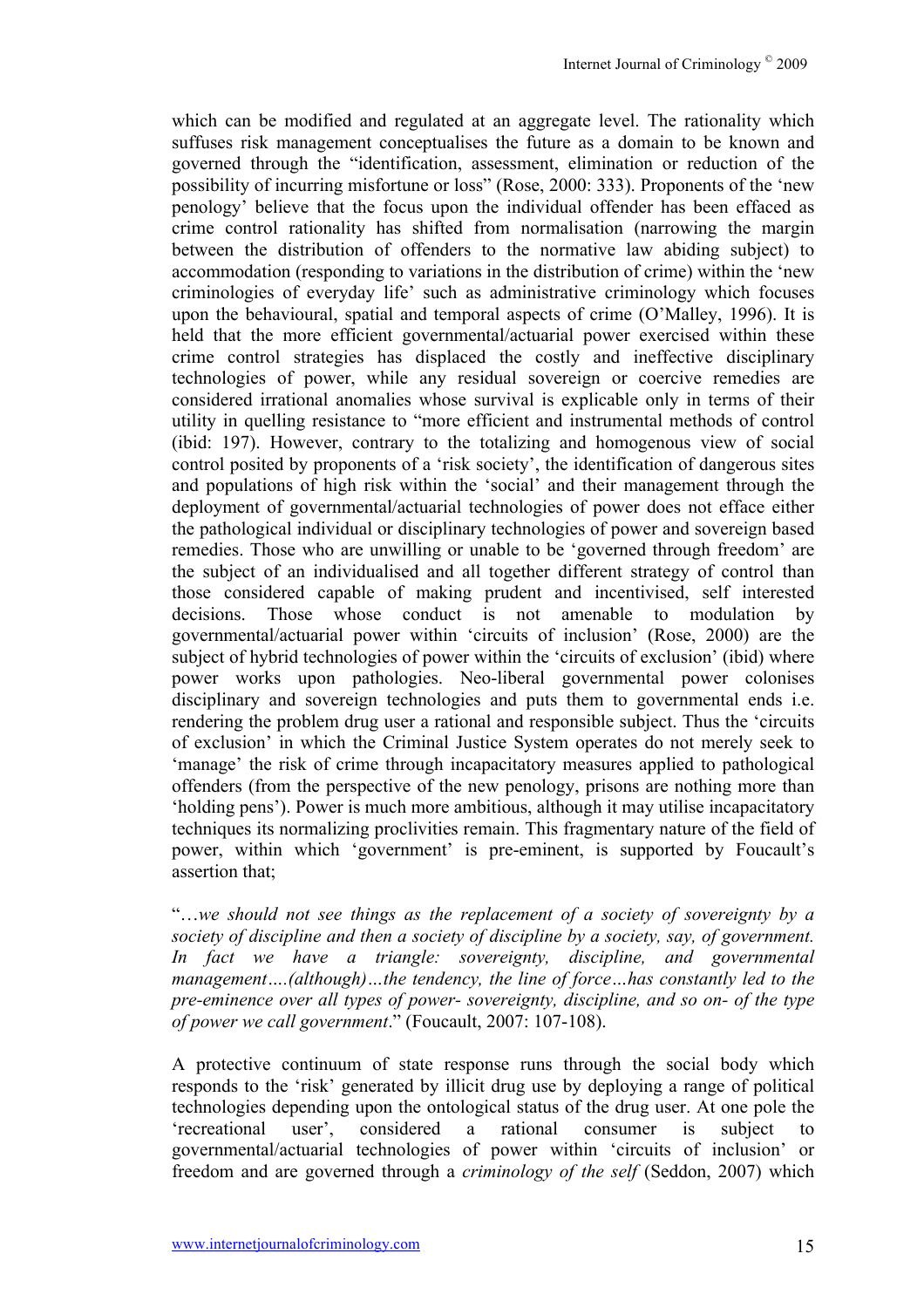which can be modified and regulated at an aggregate level. The rationality which suffuses risk management conceptualises the future as a domain to be known and governed through the "identification, assessment, elimination or reduction of the possibility of incurring misfortune or loss" (Rose, 2000: 333). Proponents of the 'new penology' believe that the focus upon the individual offender has been effaced as crime control rationality has shifted from normalisation (narrowing the margin between the distribution of offenders to the normative law abiding subject) to accommodation (responding to variations in the distribution of crime) within the 'new criminologies of everyday life' such as administrative criminology which focuses upon the behavioural, spatial and temporal aspects of crime (O'Malley, 1996). It is held that the more efficient governmental/actuarial power exercised within these crime control strategies has displaced the costly and ineffective disciplinary technologies of power, while any residual sovereign or coercive remedies are considered irrational anomalies whose survival is explicable only in terms of their utility in quelling resistance to "more efficient and instrumental methods of control (ibid: 197). However, contrary to the totalizing and homogenous view of social control posited by proponents of a 'risk society', the identification of dangerous sites and populations of high risk within the 'social' and their management through the deployment of governmental/actuarial technologies of power does not efface either the pathological individual or disciplinary technologies of power and sovereign based remedies. Those who are unwilling or unable to be 'governed through freedom' are the subject of an individualised and all together different strategy of control than those considered capable of making prudent and incentivised, self interested decisions. Those whose conduct is not amenable to modulation by governmental/actuarial power within 'circuits of inclusion' (Rose, 2000) are the subject of hybrid technologies of power within the 'circuits of exclusion' (ibid) where power works upon pathologies. Neo-liberal governmental power colonises disciplinary and sovereign technologies and puts them to governmental ends i.e. rendering the problem drug user a rational and responsible subject. Thus the 'circuits of exclusion' in which the Criminal Justice System operates do not merely seek to 'manage' the risk of crime through incapacitatory measures applied to pathological offenders (from the perspective of the new penology, prisons are nothing more than 'holding pens'). Power is much more ambitious, although it may utilise incapacitatory techniques its normalizing proclivities remain. This fragmentary nature of the field of power, within which 'government' is pre-eminent, is supported by Foucault's assertion that;

"…*we should not see things as the replacement of a society of sovereignty by a society of discipline and then a society of discipline by a society, say, of government. In fact we have a triangle: sovereignty, discipline, and governmental management….(although)…the tendency, the line of force…has constantly led to the pre-eminence over all types of power- sovereignty, discipline, and so on- of the type of power we call government*." (Foucault, 2007: 107-108).

A protective continuum of state response runs through the social body which responds to the 'risk' generated by illicit drug use by deploying a range of political technologies depending upon the ontological status of the drug user. At one pole the 'recreational user', considered a rational consumer is subject to governmental/actuarial technologies of power within 'circuits of inclusion' or freedom and are governed through a *criminology of the self* (Seddon, 2007) which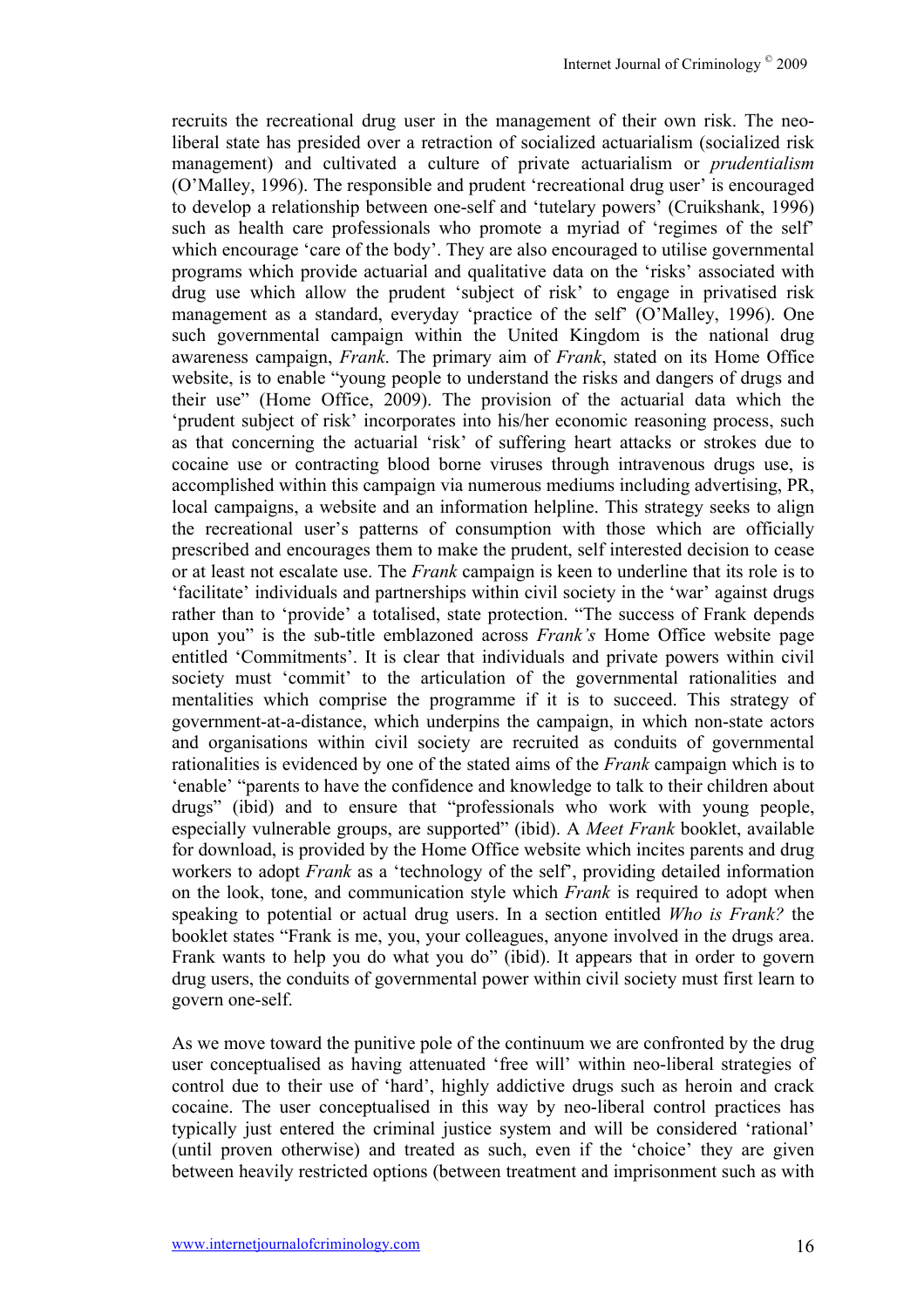recruits the recreational drug user in the management of their own risk. The neo-liberal state has presided over a retraction of socialized actuarialism (socialized risk management) and cultivated a culture of private actuarialism or *prudentialism* (O'Malley, 1996). The responsible and prudent 'recreational drug user' is encouraged to develop a relationship between one-self and 'tutelary powers' (Cruikshank, 1996) such as health care professionals who promote a myriad of 'regimes of the self' which encourage 'care of the body'. They are also encouraged to utilise governmental programs which provide actuarial and qualitative data on the 'risks' associated with drug use which allow the prudent 'subject of risk' to engage in privatised risk management as a standard, everyday 'practice of the self' (O'Malley, 1996). One such governmental campaign within the United Kingdom is the national drug awareness campaign, *Frank*. The primary aim of *Frank*, stated on its Home Office website, is to enable "young people to understand the risks and dangers of drugs and their use" (Home Office, 2009). The provision of the actuarial data which the 'prudent subject of risk' incorporates into his/her economic reasoning process, such as that concerning the actuarial 'risk' of suffering heart attacks or strokes due to cocaine use or contracting blood borne viruses through intravenous drugs use, is accomplished within this campaign via numerous mediums including advertising, PR, local campaigns, a website and an information helpline. This strategy seeks to align the recreational user's patterns of consumption with those which are officially prescribed and encourages them to make the prudent, self interested decision to cease or at least not escalate use. The *Frank* campaign is keen to underline that its role is to 'facilitate' individuals and partnerships within civil society in the 'war' against drugs rather than to 'provide' a totalised, state protection. "The success of Frank depends upon you" is the sub-title emblazoned across *Frank's* Home Office website page entitled 'Commitments'. It is clear that individuals and private powers within civil society must 'commit' to the articulation of the governmental rationalities and mentalities which comprise the programme if it is to succeed. This strategy of government-at-a-distance, which underpins the campaign, in which non-state actors and organisations within civil society are recruited as conduits of governmental rationalities is evidenced by one of the stated aims of the *Frank* campaign which is to 'enable' "parents to have the confidence and knowledge to talk to their children about drugs" (ibid) and to ensure that "professionals who work with young people, especially vulnerable groups, are supported" (ibid). A *Meet Frank* booklet, available for download, is provided by the Home Office website which incites parents and drug workers to adopt *Frank* as a 'technology of the self', providing detailed information on the look, tone, and communication style which *Frank* is required to adopt when speaking to potential or actual drug users. In a section entitled *Who is Frank?* the booklet states "Frank is me, you, your colleagues, anyone involved in the drugs area. Frank wants to help you do what you do" (ibid). It appears that in order to govern drug users, the conduits of governmental power within civil society must first learn to govern one-self.

As we move toward the punitive pole of the continuum we are confronted by the drug user conceptualised as having attenuated 'free will' within neo-liberal strategies of control due to their use of 'hard', highly addictive drugs such as heroin and crack cocaine. The user conceptualised in this way by neo-liberal control practices has typically just entered the criminal justice system and will be considered 'rational' (until proven otherwise) and treated as such, even if the 'choice' they are given between heavily restricted options (between treatment and imprisonment such as with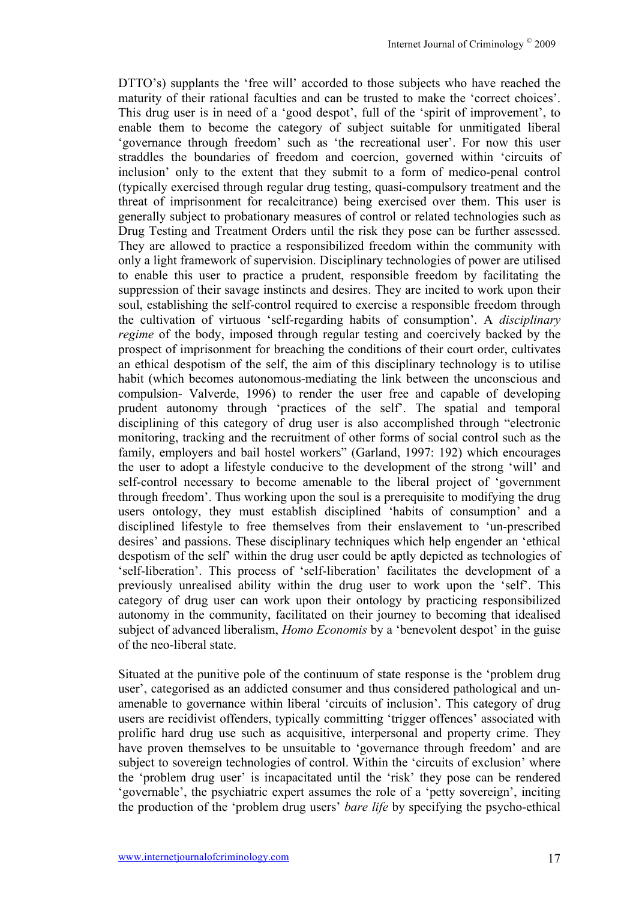DTTO's) supplants the 'free will' accorded to those subjects who have reached the maturity of their rational faculties and can be trusted to make the 'correct choices'. This drug user is in need of a 'good despot', full of the 'spirit of improvement', to enable them to become the category of subject suitable for unmitigated liberal 'governance through freedom' such as 'the recreational user'. For now this user straddles the boundaries of freedom and coercion, governed within 'circuits of inclusion' only to the extent that they submit to a form of medico-penal control (typically exercised through regular drug testing, quasi-compulsory treatment and the threat of imprisonment for recalcitrance) being exercised over them. This user is generally subject to probationary measures of control or related technologies such as Drug Testing and Treatment Orders until the risk they pose can be further assessed. They are allowed to practice a responsibilized freedom within the community with only a light framework of supervision. Disciplinary technologies of power are utilised to enable this user to practice a prudent, responsible freedom by facilitating the suppression of their savage instincts and desires. They are incited to work upon their soul, establishing the self-control required to exercise a responsible freedom through the cultivation of virtuous 'self-regarding habits of consumption'. A *disciplinary regime* of the body, imposed through regular testing and coercively backed by the prospect of imprisonment for breaching the conditions of their court order, cultivates an ethical despotism of the self, the aim of this disciplinary technology is to utilise habit (which becomes autonomous-mediating the link between the unconscious and compulsion- Valverde, 1996) to render the user free and capable of developing prudent autonomy through 'practices of the self'. The spatial and temporal disciplining of this category of drug user is also accomplished through "electronic monitoring, tracking and the recruitment of other forms of social control such as the family, employers and bail hostel workers" (Garland, 1997: 192) which encourages the user to adopt a lifestyle conducive to the development of the strong 'will' and self-control necessary to become amenable to the liberal project of 'government through freedom'. Thus working upon the soul is a prerequisite to modifying the drug users ontology, they must establish disciplined 'habits of consumption' and a disciplined lifestyle to free themselves from their enslavement to 'un-prescribed desires' and passions. These disciplinary techniques which help engender an 'ethical despotism of the self' within the drug user could be aptly depicted as technologies of 'self-liberation'. This process of 'self-liberation' facilitates the development of a previously unrealised ability within the drug user to work upon the 'self'. This category of drug user can work upon their ontology by practicing responsibilized autonomy in the community, facilitated on their journey to becoming that idealised subject of advanced liberalism, *Homo Economis* by a 'benevolent despot' in the guise of the neo-liberal state.

Situated at the punitive pole of the continuum of state response is the 'problem drug user', categorised as an addicted consumer and thus considered pathological and un-amenable to governance within liberal 'circuits of inclusion'. This category of drug users are recidivist offenders, typically committing 'trigger offences' associated with prolific hard drug use such as acquisitive, interpersonal and property crime. They have proven themselves to be unsuitable to 'governance through freedom' and are subject to sovereign technologies of control. Within the 'circuits of exclusion' where the 'problem drug user' is incapacitated until the 'risk' they pose can be rendered 'governable', the psychiatric expert assumes the role of a 'petty sovereign', inciting the production of the 'problem drug users' *bare life* by specifying the psycho-ethical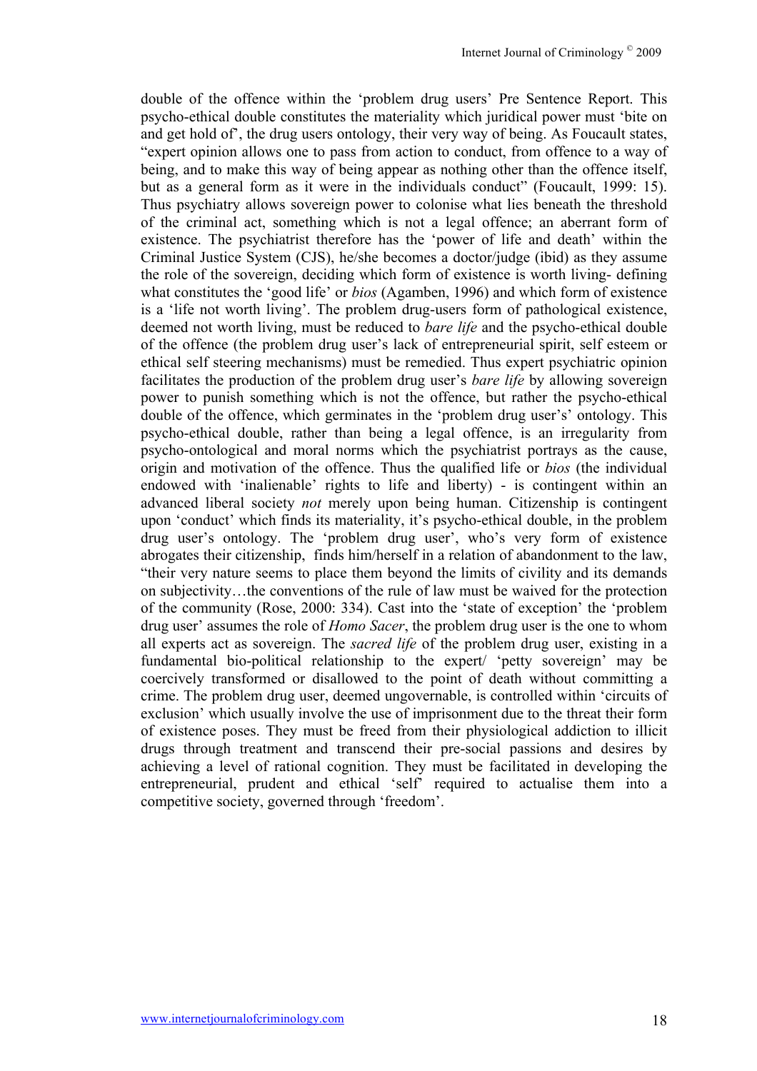double of the offence within the 'problem drug users' Pre Sentence Report. This psycho-ethical double constitutes the materiality which juridical power must 'bite on and get hold of', the drug users ontology, their very way of being. As Foucault states, "expert opinion allows one to pass from action to conduct, from offence to a way of being, and to make this way of being appear as nothing other than the offence itself, but as a general form as it were in the individuals conduct" (Foucault, 1999: 15). Thus psychiatry allows sovereign power to colonise what lies beneath the threshold of the criminal act, something which is not a legal offence; an aberrant form of existence. The psychiatrist therefore has the 'power of life and death' within the Criminal Justice System (CJS), he/she becomes a doctor/judge (ibid) as they assume the role of the sovereign, deciding which form of existence is worth living- defining what constitutes the 'good life' or *bios* (Agamben, 1996) and which form of existence is a 'life not worth living'. The problem drug-users form of pathological existence, deemed not worth living, must be reduced to *bare life* and the psycho-ethical double of the offence (the problem drug user's lack of entrepreneurial spirit, self esteem or ethical self steering mechanisms) must be remedied. Thus expert psychiatric opinion facilitates the production of the problem drug user's *bare life* by allowing sovereign power to punish something which is not the offence, but rather the psycho-ethical double of the offence, which germinates in the 'problem drug user's' ontology. This psycho-ethical double, rather than being a legal offence, is an irregularity from psycho-ontological and moral norms which the psychiatrist portrays as the cause, origin and motivation of the offence. Thus the qualified life or *bios* (the individual endowed with 'inalienable' rights to life and liberty) - is contingent within an advanced liberal society *not* merely upon being human. Citizenship is contingent upon 'conduct' which finds its materiality, it's psycho-ethical double, in the problem drug user's ontology. The 'problem drug user', who's very form of existence abrogates their citizenship, finds him/herself in a relation of abandonment to the law, "their very nature seems to place them beyond the limits of civility and its demands on subjectivity…the conventions of the rule of law must be waived for the protection of the community (Rose, 2000: 334). Cast into the 'state of exception' the 'problem drug user' assumes the role of *Homo Sacer*, the problem drug user is the one to whom all experts act as sovereign. The *sacred life* of the problem drug user, existing in a fundamental bio-political relationship to the expert/ 'petty sovereign' may be coercively transformed or disallowed to the point of death without committing a crime. The problem drug user, deemed ungovernable, is controlled within 'circuits of exclusion' which usually involve the use of imprisonment due to the threat their form of existence poses. They must be freed from their physiological addiction to illicit drugs through treatment and transcend their pre-social passions and desires by achieving a level of rational cognition. They must be facilitated in developing the entrepreneurial, prudent and ethical 'self' required to actualise them into a competitive society, governed through 'freedom'.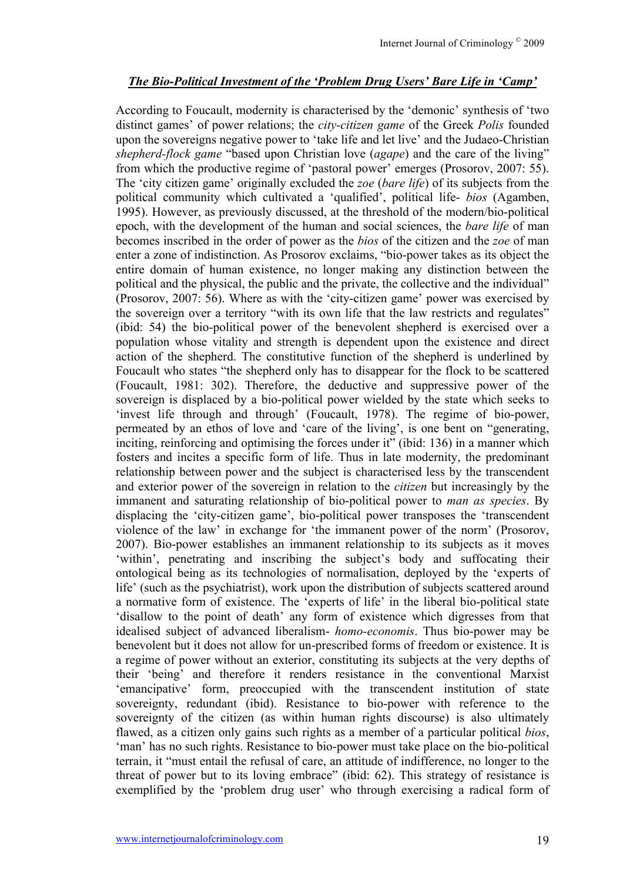***The Bio-Political Investment of the 'Problem Drug Users' Bare Life in 'Camp'***

According to Foucault, modernity is characterised by the 'demonic' synthesis of 'two distinct games' of power relations; the *city-citizen game* of the Greek *Polis* founded upon the sovereigns negative power to 'take life and let live' and the Judaeo-Christian *shepherd-flock game* "based upon Christian love (*agape*) and the care of the living" from which the productive regime of 'pastoral power' emerges (Prosorov, 2007: 55). The 'city citizen game' originally excluded the *zoe* (*bare life*) of its subjects from the political community which cultivated a 'qualified', political life- *bios* (Agamben, 1995). However, as previously discussed, at the threshold of the modern/bio-political epoch, with the development of the human and social sciences, the *bare life* of man becomes inscribed in the order of power as the *bios* of the citizen and the *zoe* of man enter a zone of indistinction. As Prosorov exclaims, "bio-power takes as its object the entire domain of human existence, no longer making any distinction between the political and the physical, the public and the private, the collective and the individual" (Prosorov, 2007: 56). Where as with the 'city-citizen game' power was exercised by the sovereign over a territory "with its own life that the law restricts and regulates" (ibid: 54) the bio-political power of the benevolent shepherd is exercised over a population whose vitality and strength is dependent upon the existence and direct action of the shepherd. The constitutive function of the shepherd is underlined by Foucault who states "the shepherd only has to disappear for the flock to be scattered (Foucault, 1981: 302). Therefore, the deductive and suppressive power of the sovereign is displaced by a bio-political power wielded by the state which seeks to 'invest life through and through' (Foucault, 1978). The regime of bio-power, permeated by an ethos of love and 'care of the living', is one bent on "generating, inciting, reinforcing and optimising the forces under it" (ibid: 136) in a manner which fosters and incites a specific form of life. Thus in late modernity, the predominant relationship between power and the subject is characterised less by the transcendent and exterior power of the sovereign in relation to the *citizen* but increasingly by the immanent and saturating relationship of bio-political power to *man as species*. By displacing the 'city-citizen game', bio-political power transposes the 'transcendent violence of the law' in exchange for 'the immanent power of the norm' (Prosorov, 2007). Bio-power establishes an immanent relationship to its subjects as it moves 'within', penetrating and inscribing the subject's body and suffocating their ontological being as its technologies of normalisation, deployed by the 'experts of life' (such as the psychiatrist), work upon the distribution of subjects scattered around a normative form of existence. The 'experts of life' in the liberal bio-political state 'disallow to the point of death' any form of existence which digresses from that idealised subject of advanced liberalism- *homo-economis*. Thus bio-power may be benevolent but it does not allow for un-prescribed forms of freedom or existence. It is a regime of power without an exterior, constituting its subjects at the very depths of their 'being' and therefore it renders resistance in the conventional Marxist 'emancipative' form, preoccupied with the transcendent institution of state sovereignty, redundant (ibid). Resistance to bio-power with reference to the sovereignty of the citizen (as within human rights discourse) is also ultimately flawed, as a citizen only gains such rights as a member of a particular political *bios*, 'man' has no such rights. Resistance to bio-power must take place on the bio-political terrain, it "must entail the refusal of care, an attitude of indifference, no longer to the threat of power but to its loving embrace" (ibid: 62). This strategy of resistance is exemplified by the 'problem drug user' who through exercising a radical form of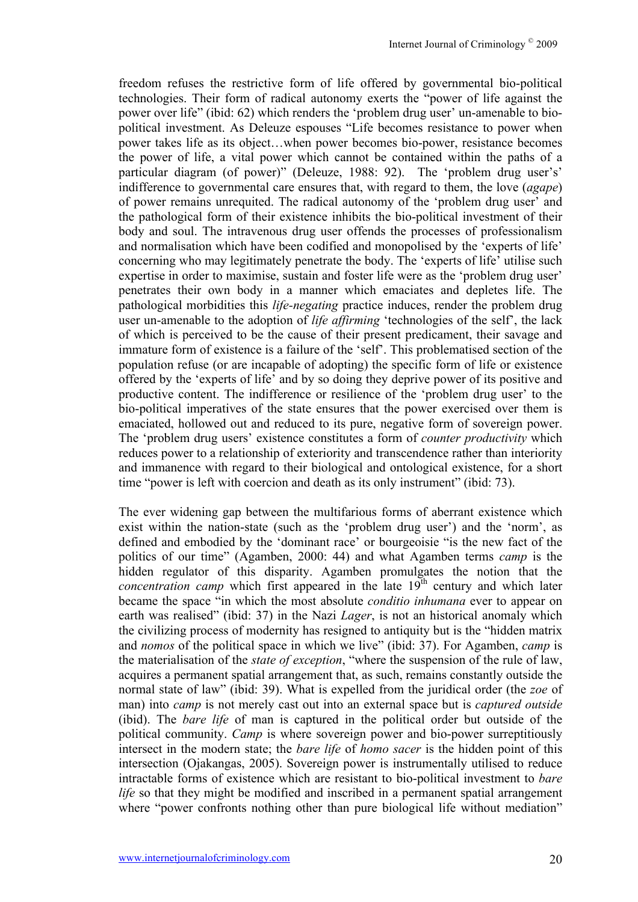freedom refuses the restrictive form of life offered by governmental bio-political technologies. Their form of radical autonomy exerts the "power of life against the power over life" (ibid: 62) which renders the 'problem drug user' un-amenable to bio-political investment. As Deleuze espouses "Life becomes resistance to power when power takes life as its object…when power becomes bio-power, resistance becomes the power of life, a vital power which cannot be contained within the paths of a particular diagram (of power)" (Deleuze, 1988: 92). The 'problem drug user's' indifference to governmental care ensures that, with regard to them, the love (*agape*) of power remains unrequited. The radical autonomy of the 'problem drug user' and the pathological form of their existence inhibits the bio-political investment of their body and soul. The intravenous drug user offends the processes of professionalism and normalisation which have been codified and monopolised by the 'experts of life' concerning who may legitimately penetrate the body. The 'experts of life' utilise such expertise in order to maximise, sustain and foster life were as the 'problem drug user' penetrates their own body in a manner which emaciates and depletes life. The pathological morbidities this *life-negating* practice induces, render the problem drug user un-amenable to the adoption of *life affirming* 'technologies of the self', the lack of which is perceived to be the cause of their present predicament, their savage and immature form of existence is a failure of the 'self'. This problematised section of the population refuse (or are incapable of adopting) the specific form of life or existence offered by the 'experts of life' and by so doing they deprive power of its positive and productive content. The indifference or resilience of the 'problem drug user' to the bio-political imperatives of the state ensures that the power exercised over them is emaciated, hollowed out and reduced to its pure, negative form of sovereign power. The 'problem drug users' existence constitutes a form of *counter productivity* which reduces power to a relationship of exteriority and transcendence rather than interiority and immanence with regard to their biological and ontological existence, for a short time "power is left with coercion and death as its only instrument" (ibid: 73).

The ever widening gap between the multifarious forms of aberrant existence which exist within the nation-state (such as the 'problem drug user') and the 'norm', as defined and embodied by the 'dominant race' or bourgeoisie "is the new fact of the politics of our time" (Agamben, 2000: 44) and what Agamben terms *camp* is the hidden regulator of this disparity. Agamben promulgates the notion that the *concentration camp* which first appeared in the late 19th century and which later became the space "in which the most absolute *conditio inhumana* ever to appear on earth was realised" (ibid: 37) in the Nazi *Lager*, is not an historical anomaly which the civilizing process of modernity has resigned to antiquity but is the "hidden matrix and *nomos* of the political space in which we live" (ibid: 37). For Agamben, *camp* is the materialisation of the *state of exception*, "where the suspension of the rule of law, acquires a permanent spatial arrangement that, as such, remains constantly outside the normal state of law" (ibid: 39). What is expelled from the juridical order (the *zoe* of man) into *camp* is not merely cast out into an external space but is *captured outside* (ibid). The *bare life* of man is captured in the political order but outside of the political community. *Camp* is where sovereign power and bio-power surreptitiously intersect in the modern state; the *bare life* of *homo sacer* is the hidden point of this intersection (Ojakangas, 2005). Sovereign power is instrumentally utilised to reduce intractable forms of existence which are resistant to bio-political investment to *bare life* so that they might be modified and inscribed in a permanent spatial arrangement where "power confronts nothing other than pure biological life without mediation"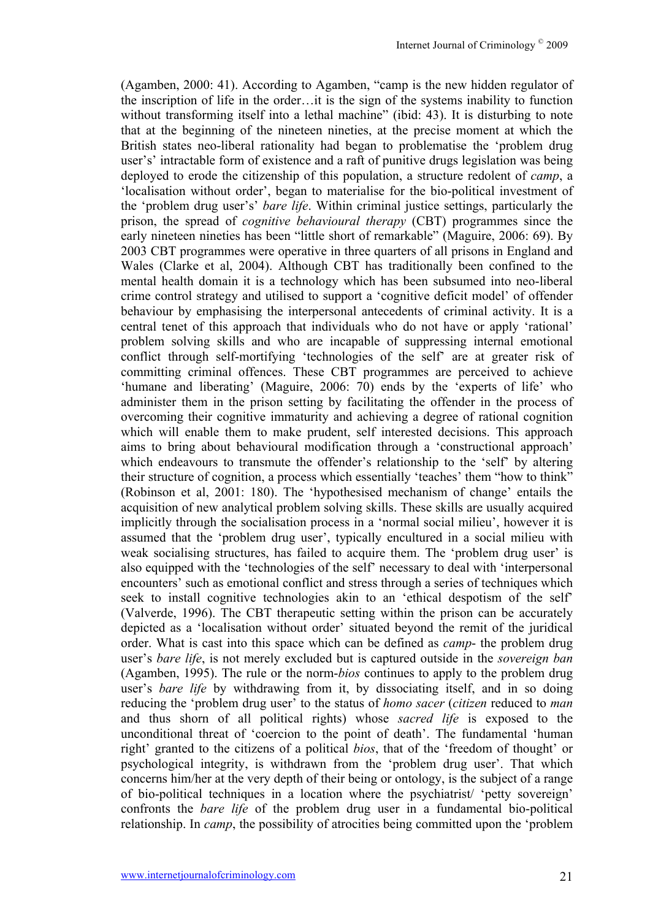(Agamben, 2000: 41). According to Agamben, "camp is the new hidden regulator of the inscription of life in the order…it is the sign of the systems inability to function without transforming itself into a lethal machine" (ibid: 43). It is disturbing to note that at the beginning of the nineteen nineties, at the precise moment at which the British states neo-liberal rationality had began to problematise the 'problem drug user's' intractable form of existence and a raft of punitive drugs legislation was being deployed to erode the citizenship of this population, a structure redolent of *camp*, a 'localisation without order', began to materialise for the bio-political investment of the 'problem drug user's' *bare life*. Within criminal justice settings, particularly the prison, the spread of *cognitive behavioural therapy* (CBT) programmes since the early nineteen nineties has been "little short of remarkable" (Maguire, 2006: 69). By 2003 CBT programmes were operative in three quarters of all prisons in England and Wales (Clarke et al, 2004). Although CBT has traditionally been confined to the mental health domain it is a technology which has been subsumed into neo-liberal crime control strategy and utilised to support a 'cognitive deficit model' of offender behaviour by emphasising the interpersonal antecedents of criminal activity. It is a central tenet of this approach that individuals who do not have or apply 'rational' problem solving skills and who are incapable of suppressing internal emotional conflict through self-mortifying 'technologies of the self' are at greater risk of committing criminal offences. These CBT programmes are perceived to achieve 'humane and liberating' (Maguire, 2006: 70) ends by the 'experts of life' who administer them in the prison setting by facilitating the offender in the process of overcoming their cognitive immaturity and achieving a degree of rational cognition which will enable them to make prudent, self interested decisions. This approach aims to bring about behavioural modification through a 'constructional approach' which endeavours to transmute the offender's relationship to the 'self' by altering their structure of cognition, a process which essentially 'teaches' them "how to think" (Robinson et al, 2001: 180). The 'hypothesised mechanism of change' entails the acquisition of new analytical problem solving skills. These skills are usually acquired implicitly through the socialisation process in a 'normal social milieu', however it is assumed that the 'problem drug user', typically encultured in a social milieu with weak socialising structures, has failed to acquire them. The 'problem drug user' is also equipped with the 'technologies of the self' necessary to deal with 'interpersonal encounters' such as emotional conflict and stress through a series of techniques which seek to install cognitive technologies akin to an 'ethical despotism of the self' (Valverde, 1996). The CBT therapeutic setting within the prison can be accurately depicted as a 'localisation without order' situated beyond the remit of the juridical order. What is cast into this space which can be defined as *camp*- the problem drug user's *bare life*, is not merely excluded but is captured outside in the *sovereign ban* (Agamben, 1995). The rule or the norm-*bios* continues to apply to the problem drug user's *bare life* by withdrawing from it, by dissociating itself, and in so doing reducing the 'problem drug user' to the status of *homo sacer* (*citizen* reduced to *man* and thus shorn of all political rights) whose *sacred life* is exposed to the unconditional threat of 'coercion to the point of death'. The fundamental 'human right' granted to the citizens of a political *bios*, that of the 'freedom of thought' or psychological integrity, is withdrawn from the 'problem drug user'. That which concerns him/her at the very depth of their being or ontology, is the subject of a range of bio-political techniques in a location where the psychiatrist/ 'petty sovereign' confronts the *bare life* of the problem drug user in a fundamental bio-political relationship. In *camp*, the possibility of atrocities being committed upon the 'problem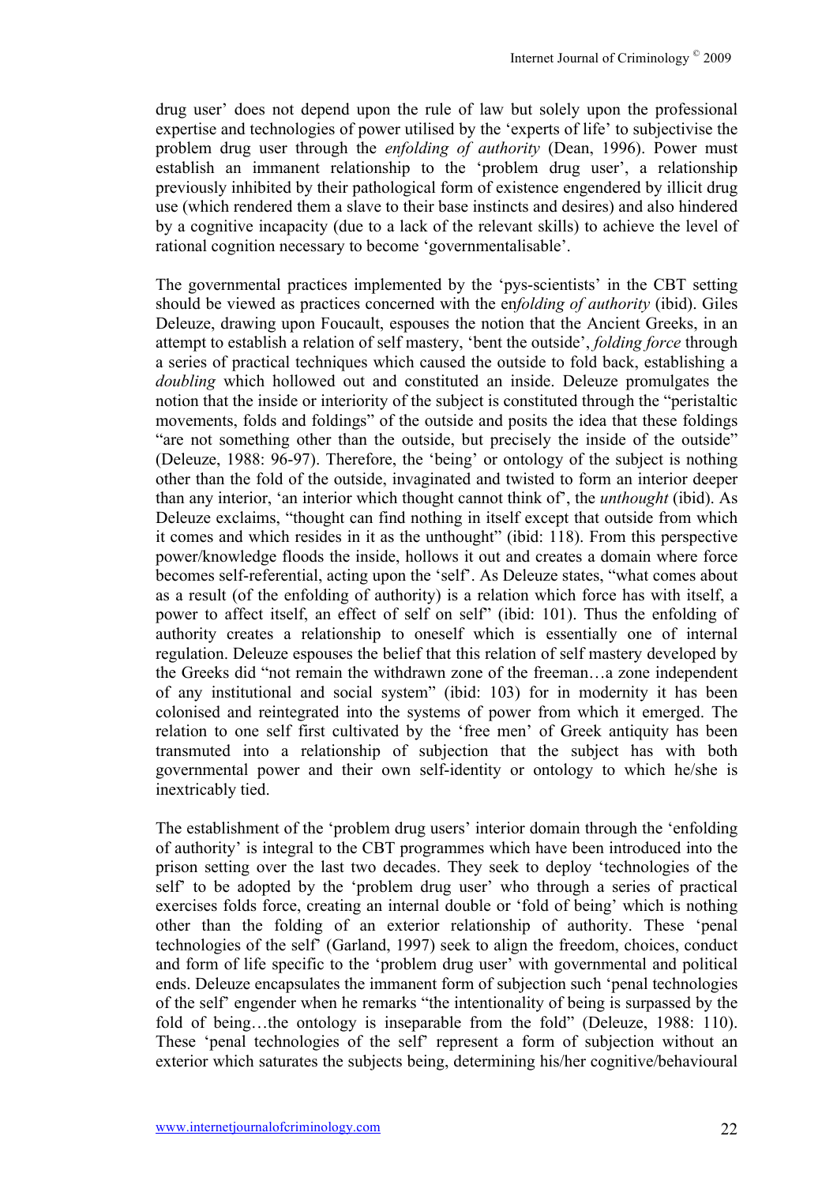drug user' does not depend upon the rule of law but solely upon the professional expertise and technologies of power utilised by the 'experts of life' to subjectivise the problem drug user through the *enfolding of authority* (Dean, 1996). Power must establish an immanent relationship to the 'problem drug user', a relationship previously inhibited by their pathological form of existence engendered by illicit drug use (which rendered them a slave to their base instincts and desires) and also hindered by a cognitive incapacity (due to a lack of the relevant skills) to achieve the level of rational cognition necessary to become 'governmentalisable'.

The governmental practices implemented by the 'pys-scientists' in the CBT setting should be viewed as practices concerned with the en*folding of authority* (ibid). Giles Deleuze, drawing upon Foucault, espouses the notion that the Ancient Greeks, in an attempt to establish a relation of self mastery, 'bent the outside', *folding force* through a series of practical techniques which caused the outside to fold back, establishing a *doubling* which hollowed out and constituted an inside. Deleuze promulgates the notion that the inside or interiority of the subject is constituted through the "peristaltic movements, folds and foldings" of the outside and posits the idea that these foldings "are not something other than the outside, but precisely the inside of the outside" (Deleuze, 1988: 96-97). Therefore, the 'being' or ontology of the subject is nothing other than the fold of the outside, invaginated and twisted to form an interior deeper than any interior, 'an interior which thought cannot think of', the *unthought* (ibid). As Deleuze exclaims, "thought can find nothing in itself except that outside from which it comes and which resides in it as the unthought" (ibid: 118). From this perspective power/knowledge floods the inside, hollows it out and creates a domain where force becomes self-referential, acting upon the 'self'. As Deleuze states, "what comes about as a result (of the enfolding of authority) is a relation which force has with itself, a power to affect itself, an effect of self on self" (ibid: 101). Thus the enfolding of authority creates a relationship to oneself which is essentially one of internal regulation. Deleuze espouses the belief that this relation of self mastery developed by the Greeks did "not remain the withdrawn zone of the freeman…a zone independent of any institutional and social system" (ibid: 103) for in modernity it has been colonised and reintegrated into the systems of power from which it emerged. The relation to one self first cultivated by the 'free men' of Greek antiquity has been transmuted into a relationship of subjection that the subject has with both governmental power and their own self-identity or ontology to which he/she is inextricably tied.

The establishment of the 'problem drug users' interior domain through the 'enfolding of authority' is integral to the CBT programmes which have been introduced into the prison setting over the last two decades. They seek to deploy 'technologies of the self' to be adopted by the 'problem drug user' who through a series of practical exercises folds force, creating an internal double or 'fold of being' which is nothing other than the folding of an exterior relationship of authority. These 'penal technologies of the self' (Garland, 1997) seek to align the freedom, choices, conduct and form of life specific to the 'problem drug user' with governmental and political ends. Deleuze encapsulates the immanent form of subjection such 'penal technologies of the self' engender when he remarks "the intentionality of being is surpassed by the fold of being…the ontology is inseparable from the fold" (Deleuze, 1988: 110). These 'penal technologies of the self' represent a form of subjection without an exterior which saturates the subjects being, determining his/her cognitive/behavioural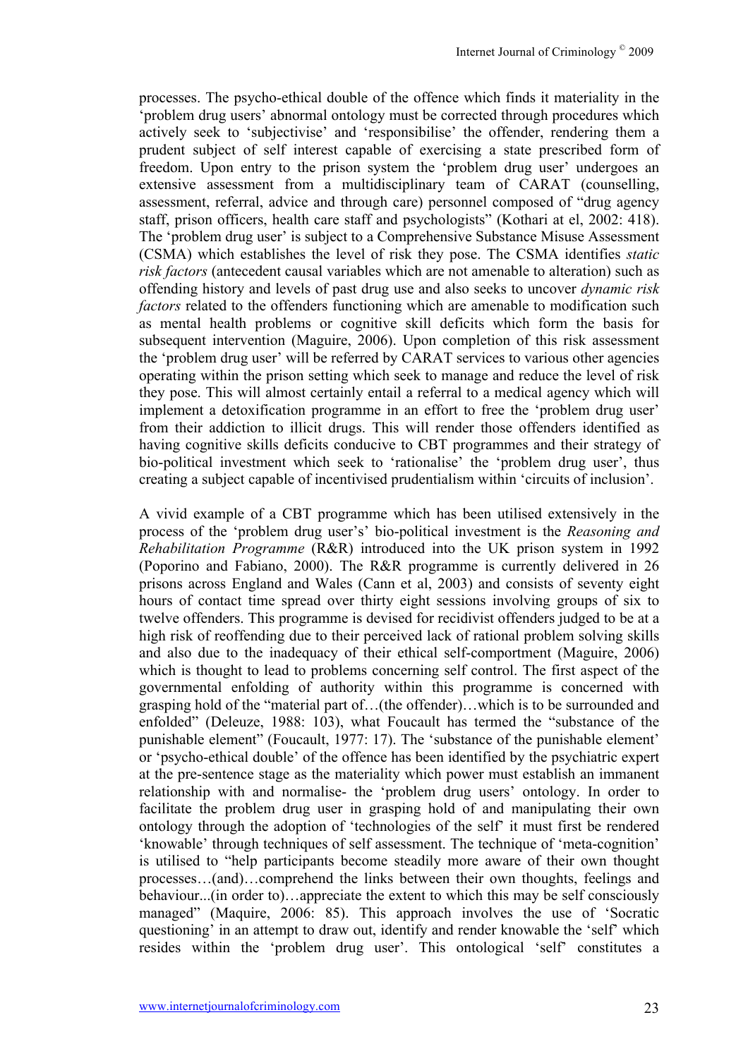processes. The psycho-ethical double of the offence which finds it materiality in the 'problem drug users' abnormal ontology must be corrected through procedures which actively seek to 'subjectivise' and 'responsibilise' the offender, rendering them a prudent subject of self interest capable of exercising a state prescribed form of freedom. Upon entry to the prison system the 'problem drug user' undergoes an extensive assessment from a multidisciplinary team of CARAT (counselling, assessment, referral, advice and through care) personnel composed of "drug agency staff, prison officers, health care staff and psychologists" (Kothari at el, 2002: 418). The 'problem drug user' is subject to a Comprehensive Substance Misuse Assessment (CSMA) which establishes the level of risk they pose. The CSMA identifies *static risk factors* (antecedent causal variables which are not amenable to alteration) such as offending history and levels of past drug use and also seeks to uncover *dynamic risk factors* related to the offenders functioning which are amenable to modification such as mental health problems or cognitive skill deficits which form the basis for subsequent intervention (Maguire, 2006). Upon completion of this risk assessment the 'problem drug user' will be referred by CARAT services to various other agencies operating within the prison setting which seek to manage and reduce the level of risk they pose. This will almost certainly entail a referral to a medical agency which will implement a detoxification programme in an effort to free the 'problem drug user' from their addiction to illicit drugs. This will render those offenders identified as having cognitive skills deficits conducive to CBT programmes and their strategy of bio-political investment which seek to 'rationalise' the 'problem drug user', thus creating a subject capable of incentivised prudentialism within 'circuits of inclusion'.

A vivid example of a CBT programme which has been utilised extensively in the process of the 'problem drug user's' bio-political investment is the *Reasoning and Rehabilitation Programme* (R&R) introduced into the UK prison system in 1992 (Poporino and Fabiano, 2000). The R&R programme is currently delivered in 26 prisons across England and Wales (Cann et al, 2003) and consists of seventy eight hours of contact time spread over thirty eight sessions involving groups of six to twelve offenders. This programme is devised for recidivist offenders judged to be at a high risk of reoffending due to their perceived lack of rational problem solving skills and also due to the inadequacy of their ethical self-comportment (Maguire, 2006) which is thought to lead to problems concerning self control. The first aspect of the governmental enfolding of authority within this programme is concerned with grasping hold of the "material part of…(the offender)…which is to be surrounded and enfolded" (Deleuze, 1988: 103), what Foucault has termed the "substance of the punishable element" (Foucault, 1977: 17). The 'substance of the punishable element' or 'psycho-ethical double' of the offence has been identified by the psychiatric expert at the pre-sentence stage as the materiality which power must establish an immanent relationship with and normalise- the 'problem drug users' ontology. In order to facilitate the problem drug user in grasping hold of and manipulating their own ontology through the adoption of 'technologies of the self' it must first be rendered 'knowable' through techniques of self assessment. The technique of 'meta-cognition' is utilised to "help participants become steadily more aware of their own thought processes…(and)…comprehend the links between their own thoughts, feelings and behaviour...(in order to)…appreciate the extent to which this may be self consciously managed" (Maqaire, 2006: 85). This approach involves the use of 'Socratic questioning' in an attempt to draw out, identify and render knowable the 'self' which resides within the 'problem drug user'. This ontological 'self' constitutes a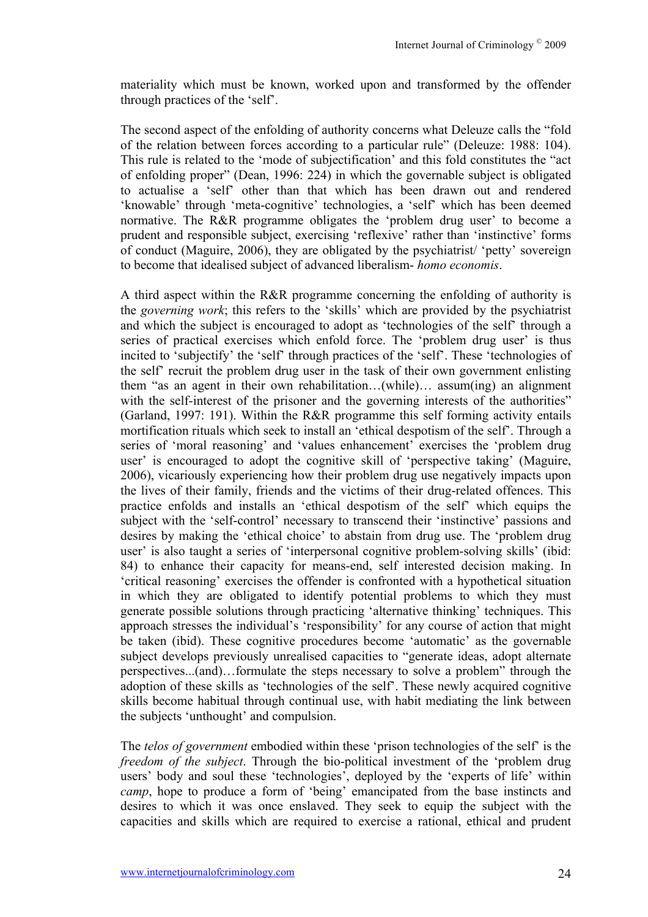materiality which must be known, worked upon and transformed by the offender through practices of the 'self'.

The second aspect of the enfolding of authority concerns what Deleuze calls the "fold of the relation between forces according to a particular rule" (Deleuze: 1988: 104). This rule is related to the 'mode of subjectification' and this fold constitutes the "act of enfolding proper" (Dean, 1996: 224) in which the governable subject is obligated to actualise a 'self' other than that which has been drawn out and rendered 'knowable' through 'meta-cognitive' technologies, a 'self' which has been deemed normative. The R&R programme obligates the 'problem drug user' to become a prudent and responsible subject, exercising 'reflexive' rather than 'instinctive' forms of conduct (Maguire, 2006), they are obligated by the psychiatrist/ 'petty' sovereign to become that idealised subject of advanced liberalism- *homo economis*.

A third aspect within the R&R programme concerning the enfolding of authority is the *governing work*; this refers to the 'skills' which are provided by the psychiatrist and which the subject is encouraged to adopt as 'technologies of the self' through a series of practical exercises which enfold force. The 'problem drug user' is thus incited to 'subjectify' the 'self' through practices of the 'self'. These 'technologies of the self' recruit the problem drug user in the task of their own government enlisting them "as an agent in their own rehabilitation…(while)… assum(ing) an alignment with the self-interest of the prisoner and the governing interests of the authorities" (Garland, 1997: 191). Within the R&R programme this self forming activity entails mortification rituals which seek to install an 'ethical despotism of the self'. Through a series of 'moral reasoning' and 'values enhancement' exercises the 'problem drug user' is encouraged to adopt the cognitive skill of 'perspective taking' (Maguire, 2006), vicariously experiencing how their problem drug use negatively impacts upon the lives of their family, friends and the victims of their drug-related offences. This practice enfolds and installs an 'ethical despotism of the self' which equips the subject with the 'self-control' necessary to transcend their 'instinctive' passions and desires by making the 'ethical choice' to abstain from drug use. The 'problem drug user' is also taught a series of 'interpersonal cognitive problem-solving skills' (ibid: 84) to enhance their capacity for means-end, self interested decision making. In 'critical reasoning' exercises the offender is confronted with a hypothetical situation in which they are obligated to identify potential problems to which they must generate possible solutions through practicing 'alternative thinking' techniques. This approach stresses the individual's 'responsibility' for any course of action that might be taken (ibid). These cognitive procedures become 'automatic' as the governable subject develops previously unrealised capacities to "generate ideas, adopt alternate perspectives...(and)…formulate the steps necessary to solve a problem" through the adoption of these skills as 'technologies of the self'. These newly acquired cognitive skills become habitual through continual use, with habit mediating the link between the subjects 'unthought' and compulsion.

The *telos of government* embodied within these 'prison technologies of the self' is the *freedom of the subject*. Through the bio-political investment of the 'problem drug users' body and soul these 'technologies', deployed by the 'experts of life' within *camp*, hope to produce a form of 'being' emancipated from the base instincts and desires to which it was once enslaved. They seek to equip the subject with the capacities and skills which are required to exercise a rational, ethical and prudent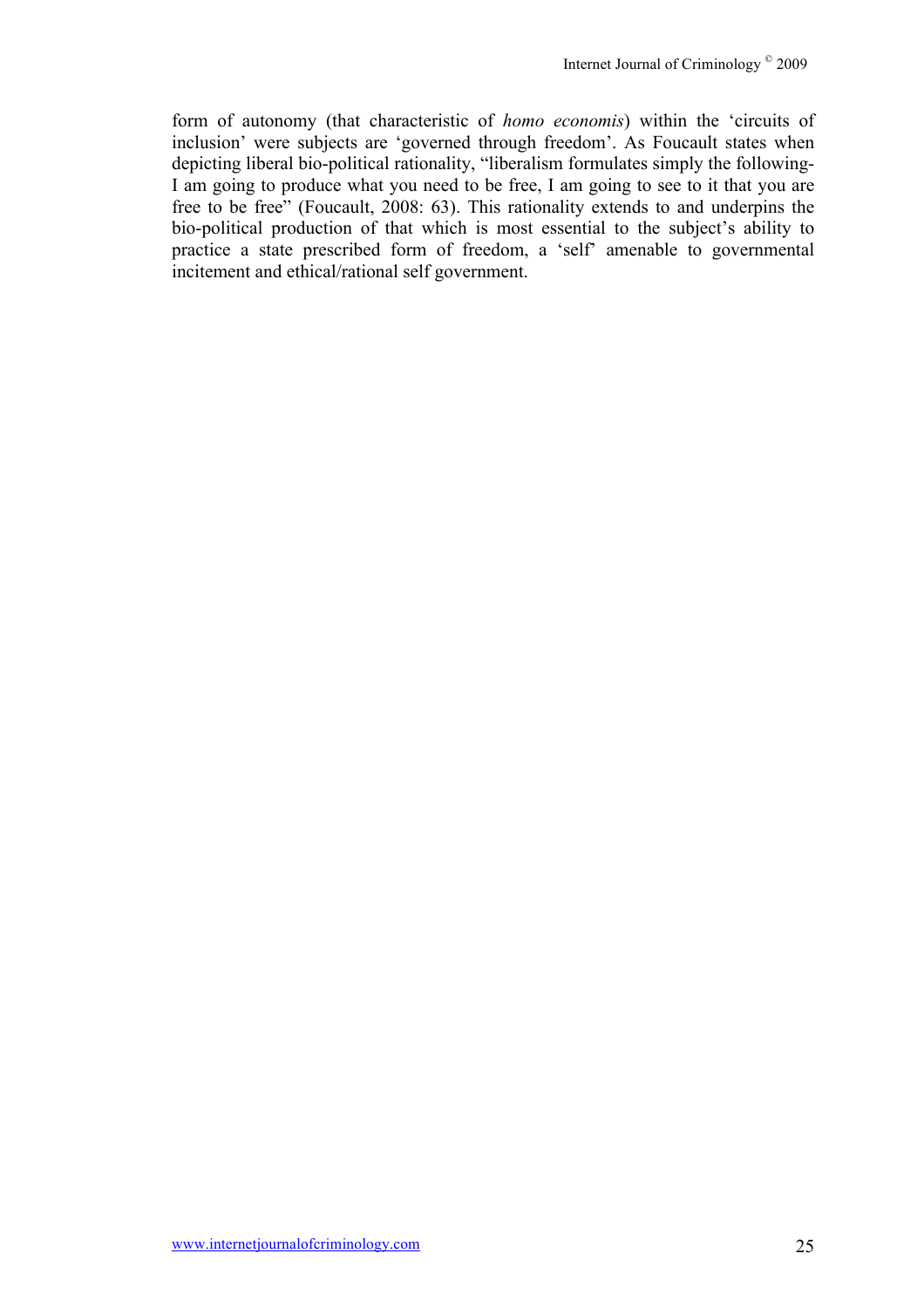form of autonomy (that characteristic of *homo economis*) within the 'circuits of inclusion' were subjects are 'governed through freedom'. As Foucault states when depicting liberal bio-political rationality, "liberalism formulates simply the following- I am going to produce what you need to be free, I am going to see to it that you are free to be free" (Foucault, 2008: 63). This rationality extends to and underpins the bio-political production of that which is most essential to the subject's ability to practice a state prescribed form of freedom, a 'self' amenable to governmental incitement and ethical/rational self government.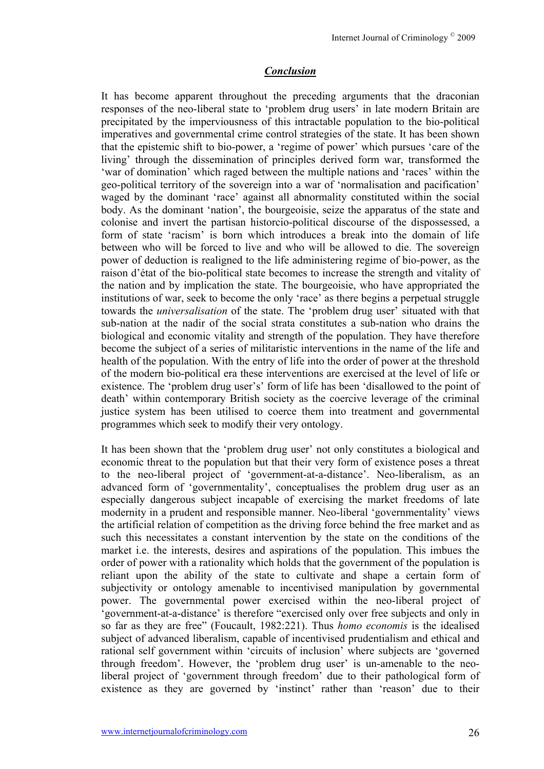## *Conclusion*

It has become apparent throughout the preceding arguments that the draconian responses of the neo-liberal state to 'problem drug users' in late modern Britain are precipitated by the imperviousness of this intractable population to the bio-political imperatives and governmental crime control strategies of the state. It has been shown that the epistemic shift to bio-power, a 'regime of power' which pursues 'care of the living' through the dissemination of principles derived form war, transformed the 'war of domination' which raged between the multiple nations and 'races' within the geo-political territory of the sovereign into a war of 'normalisation and pacification' waged by the dominant 'race' against all abnormality constituted within the social body. As the dominant 'nation', the bourgeoisie, seize the apparatus of the state and colonise and invert the partisan historcio-political discourse of the dispossessed, a form of state 'racism' is born which introduces a break into the domain of life between who will be forced to live and who will be allowed to die. The sovereign power of deduction is realigned to the life administering regime of bio-power, as the raison d'état of the bio-political state becomes to increase the strength and vitality of the nation and by implication the state. The bourgeoisie, who have appropriated the institutions of war, seek to become the only 'race' as there begins a perpetual struggle towards the *universalisation* of the state. The 'problem drug user' situated with that sub-nation at the nadir of the social strata constitutes a sub-nation who drains the biological and economic vitality and strength of the population. They have therefore become the subject of a series of militaristic interventions in the name of the life and health of the population. With the entry of life into the order of power at the threshold of the modern bio-political era these interventions are exercised at the level of life or existence. The 'problem drug user's' form of life has been 'disallowed to the point of death' within contemporary British society as the coercive leverage of the criminal justice system has been utilised to coerce them into treatment and governmental programmes which seek to modify their very ontology.

It has been shown that the 'problem drug user' not only constitutes a biological and economic threat to the population but that their very form of existence poses a threat to the neo-liberal project of 'government-at-a-distance'. Neo-liberalism, as an advanced form of 'governmentality', conceptualises the problem drug user as an especially dangerous subject incapable of exercising the market freedoms of late modernity in a prudent and responsible manner. Neo-liberal 'governmentality' views the artificial relation of competition as the driving force behind the free market and as such this necessitates a constant intervention by the state on the conditions of the market i.e. the interests, desires and aspirations of the population. This imbues the order of power with a rationality which holds that the government of the population is reliant upon the ability of the state to cultivate and shape a certain form of subjectivity or ontology amenable to incentivised manipulation by governmental power. The governmental power exercised within the neo-liberal project of 'government-at-a-distance' is therefore "exercised only over free subjects and only in so far as they are free" (Foucault, 1982:221). Thus *homo economis* is the idealised subject of advanced liberalism, capable of incentivised prudentialism and ethical and rational self government within 'circuits of inclusion' where subjects are 'governed through freedom'. However, the 'problem drug user' is un-amenable to the neo-liberal project of 'government through freedom' due to their pathological form of existence as they are governed by 'instinct' rather than 'reason' due to their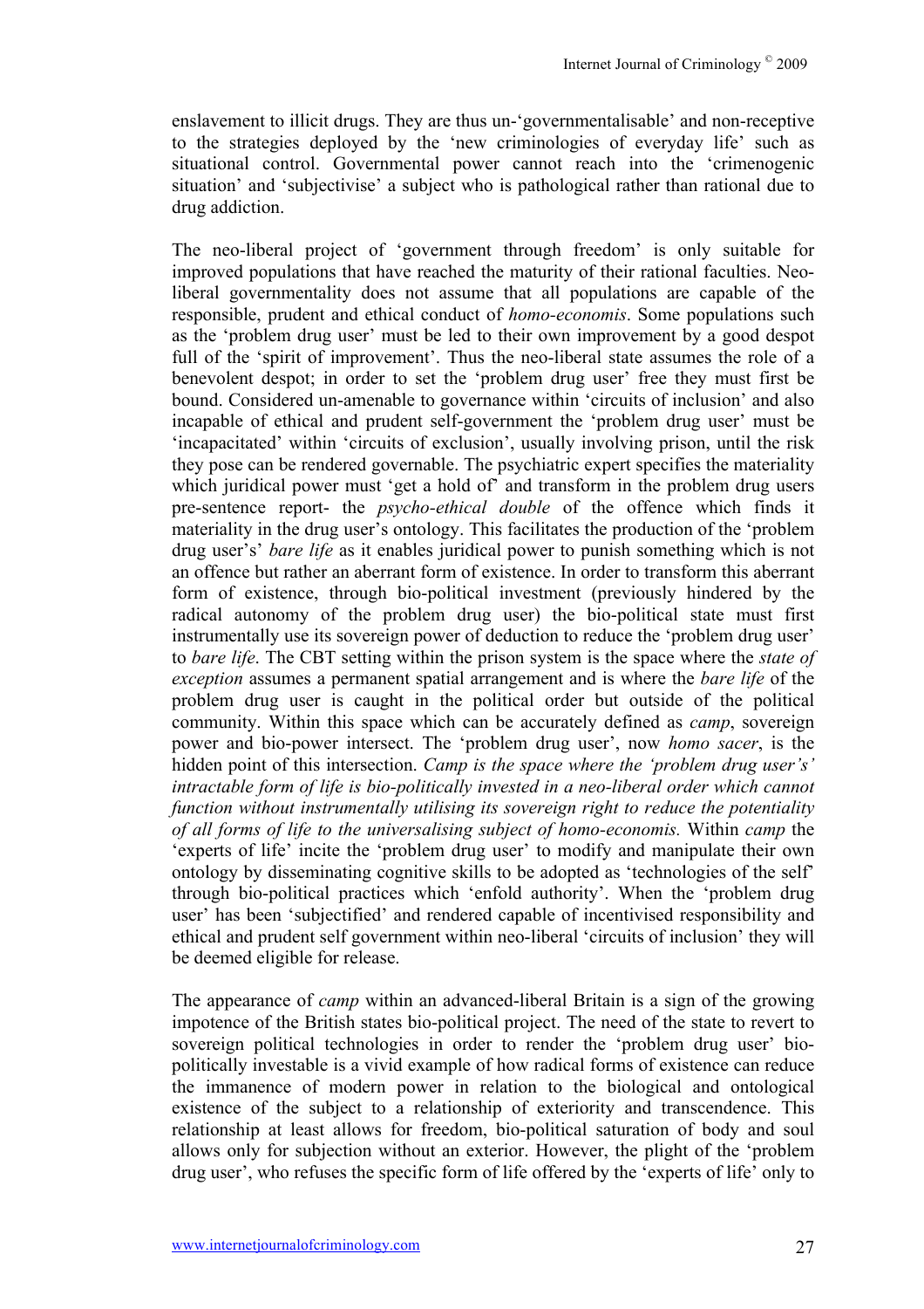enslavement to illicit drugs. They are thus un-'governmentalisable' and non-receptive to the strategies deployed by the 'new criminologies of everyday life' such as situational control. Governmental power cannot reach into the 'crimenogenic situation' and 'subjectivise' a subject who is pathological rather than rational due to drug addiction.

The neo-liberal project of 'government through freedom' is only suitable for improved populations that have reached the maturity of their rational faculties. Neo-liberal governmentality does not assume that all populations are capable of the responsible, prudent and ethical conduct of *homo-economis*. Some populations such as the 'problem drug user' must be led to their own improvement by a good despot full of the 'spirit of improvement'. Thus the neo-liberal state assumes the role of a benevolent despot; in order to set the 'problem drug user' free they must first be bound. Considered un-amenable to governance within 'circuits of inclusion' and also incapable of ethical and prudent self-government the 'problem drug user' must be 'incapacitated' within 'circuits of exclusion', usually involving prison, until the risk they pose can be rendered governable. The psychiatric expert specifies the materiality which juridical power must 'get a hold of' and transform in the problem drug users pre-sentence report- the *psycho-ethical double* of the offence which finds it materiality in the drug user's ontology. This facilitates the production of the 'problem drug user's' *bare life* as it enables juridical power to punish something which is not an offence but rather an aberrant form of existence. In order to transform this aberrant form of existence, through bio-political investment (previously hindered by the radical autonomy of the problem drug user) the bio-political state must first instrumentally use its sovereign power of deduction to reduce the 'problem drug user' to *bare life*. The CBT setting within the prison system is the space where the *state of exception* assumes a permanent spatial arrangement and is where the *bare life* of the problem drug user is caught in the political order but outside of the political community. Within this space which can be accurately defined as *camp*, sovereign power and bio-power intersect. The 'problem drug user', now *homo sacer*, is the hidden point of this intersection. *Camp is the space where the 'problem drug user's' intractable form of life is bio-politically invested in a neo-liberal order which cannot function without instrumentally utilising its sovereign right to reduce the potentiality of all forms of life to the universalising subject of homo-economis.* Within *camp* the 'experts of life' incite the 'problem drug user' to modify and manipulate their own ontology by disseminating cognitive skills to be adopted as 'technologies of the self' through bio-political practices which 'enfold authority'. When the 'problem drug user' has been 'subjectified' and rendered capable of incentivised responsibility and ethical and prudent self government within neo-liberal 'circuits of inclusion' they will be deemed eligible for release.

The appearance of *camp* within an advanced-liberal Britain is a sign of the growing impotence of the British states bio-political project. The need of the state to revert to sovereign political technologies in order to render the 'problem drug user' bio-politically investable is a vivid example of how radical forms of existence can reduce the immanence of modern power in relation to the biological and ontological existence of the subject to a relationship of exteriority and transcendence. This relationship at least allows for freedom, bio-political saturation of body and soul allows only for subjection without an exterior. However, the plight of the 'problem drug user', who refuses the specific form of life offered by the 'experts of life' only to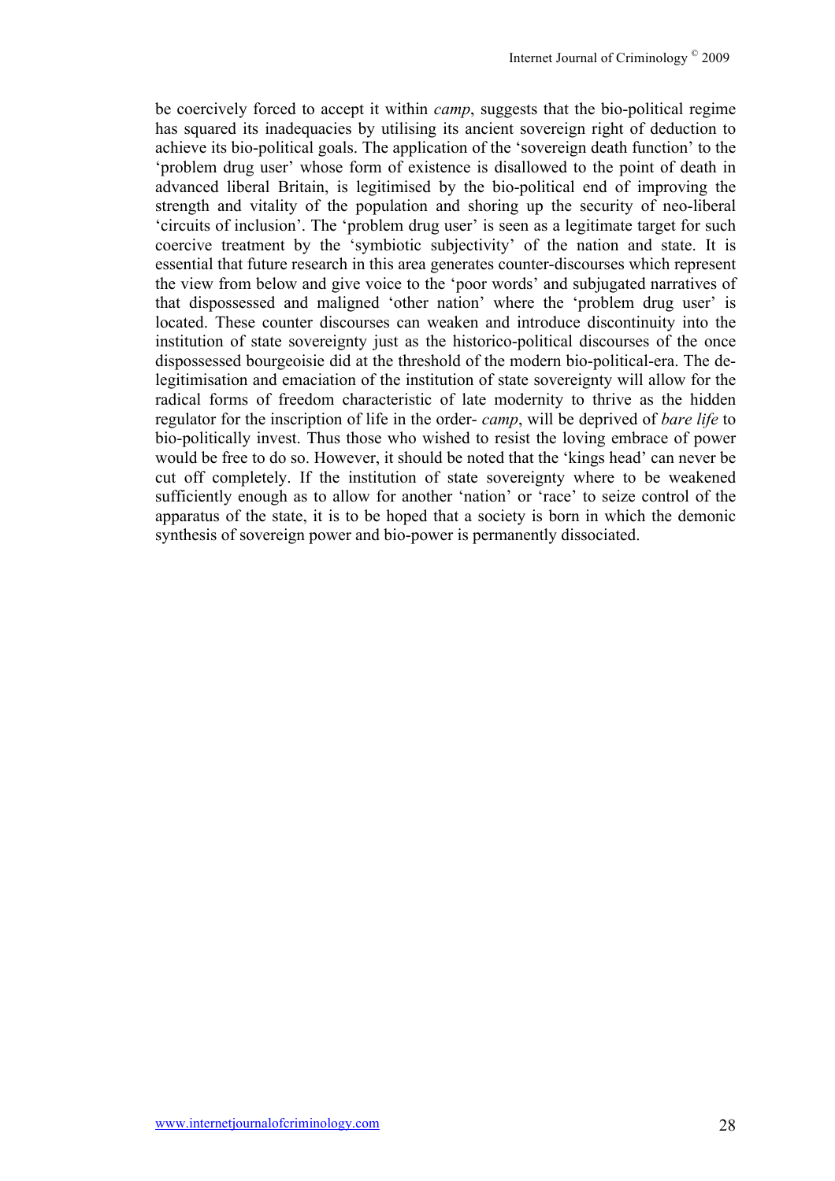be coercively forced to accept it within *camp*, suggests that the bio-political regime has squared its inadequacies by utilising its ancient sovereign right of deduction to achieve its bio-political goals. The application of the 'sovereign death function' to the 'problem drug user' whose form of existence is disallowed to the point of death in advanced liberal Britain, is legitimised by the bio-political end of improving the strength and vitality of the population and shoring up the security of neo-liberal 'circuits of inclusion'. The 'problem drug user' is seen as a legitimate target for such coercive treatment by the 'symbiotic subjectivity' of the nation and state. It is essential that future research in this area generates counter-discourses which represent the view from below and give voice to the 'poor words' and subjugated narratives of that dispossessed and maligned 'other nation' where the 'problem drug user' is located. These counter discourses can weaken and introduce discontinuity into the institution of state sovereignty just as the historico-political discourses of the once dispossessed bourgeoisie did at the threshold of the modern bio-political-era. The de-legitimisation and emaciation of the institution of state sovereignty will allow for the radical forms of freedom characteristic of late modernity to thrive as the hidden regulator for the inscription of life in the order- *camp*, will be deprived of *bare life* to bio-politically invest. Thus those who wished to resist the loving embrace of power would be free to do so. However, it should be noted that the 'kings head' can never be cut off completely. If the institution of state sovereignty where to be weakened sufficiently enough as to allow for another 'nation' or 'race' to seize control of the apparatus of the state, it is to be hoped that a society is born in which the demonic synthesis of sovereign power and bio-power is permanently dissociated.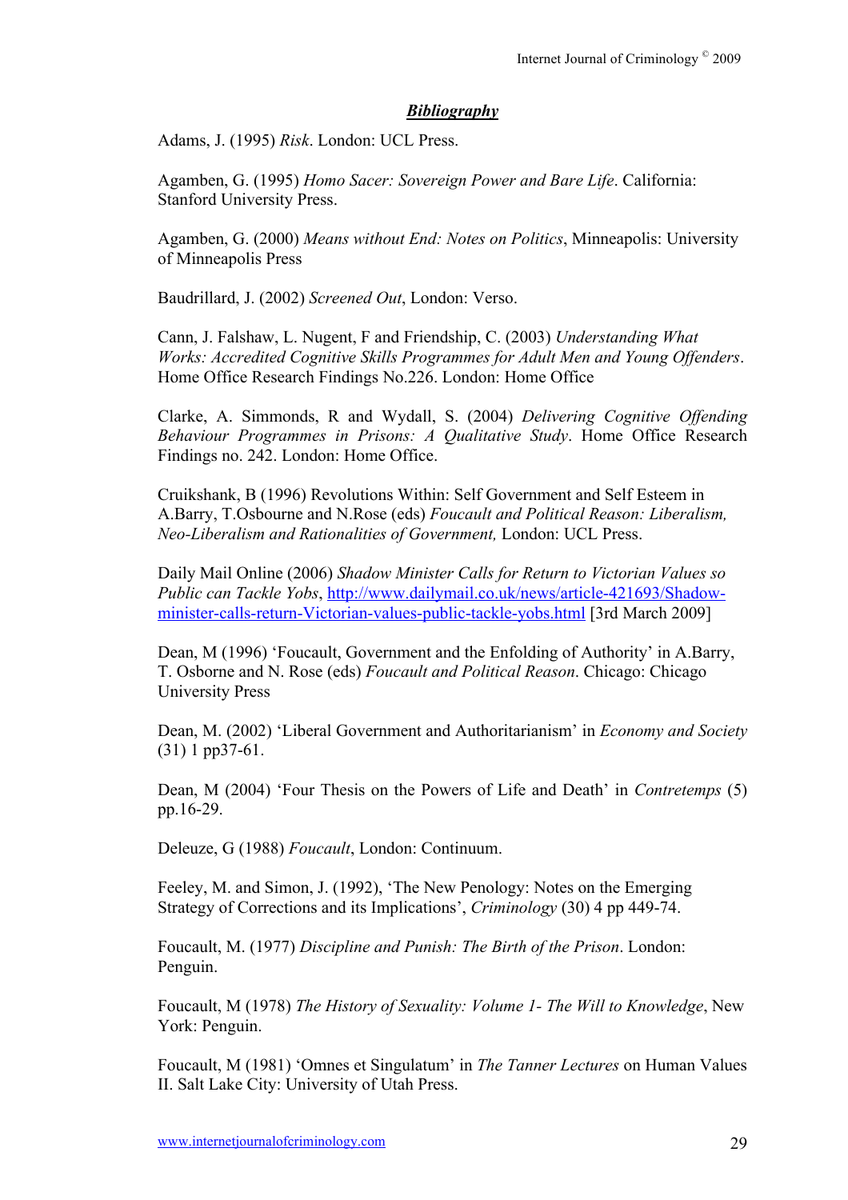## ***Bibliography***

Adams, J. (1995) *Risk*. London: UCL Press.

Agamben, G. (1995) *Homo Sacer: Sovereign Power and Bare Life*. California: Stanford University Press.

Agamben, G. (2000) *Means without End: Notes on Politics*, Minneapolis: University of Minneapolis Press

Baudrillard, J. (2002) *Screened Out*, London: Verso.

Cann, J. Falshaw, L. Nugent, F and Friendship, C. (2003) *Understanding What Works: Accredited Cognitive Skills Programmes for Adult Men and Young Offenders*. Home Office Research Findings No.226. London: Home Office

Clarke, A. Simmonds, R and Wydall, S. (2004) *Delivering Cognitive Offending Behaviour Programmes in Prisons: A Qualitative Study*. Home Office Research Findings no. 242. London: Home Office.

Cruikshank, B (1996) Revolutions Within: Self Government and Self Esteem in A.Barry, T.Osbourne and N.Rose (eds) *Foucault and Political Reason: Liberalism, Neo-Liberalism and Rationalities of Government,* London: UCL Press.

Daily Mail Online (2006) *Shadow Minister Calls for Return to Victorian Values so Public can Tackle Yobs*, http://www.dailymail.co.uk/news/article-421693/Shadow-minister-calls-return-Victorian-values-public-tackle-yobs.html [3rd March 2009]

Dean, M (1996) 'Foucault, Government and the Enfolding of Authority' in A.Barry, T. Osborne and N. Rose (eds) *Foucault and Political Reason*. Chicago: Chicago University Press

Dean, M. (2002) 'Liberal Government and Authoritarianism' in *Economy and Society* (31) 1 pp37-61.

Dean, M (2004) 'Four Thesis on the Powers of Life and Death' in *Contretemps* (5) pp.16-29.

Deleuze, G (1988) *Foucault*, London: Continuum.

Feeley, M. and Simon, J. (1992), 'The New Penology: Notes on the Emerging Strategy of Corrections and its Implications', *Criminology* (30) 4 pp 449-74.

Foucault, M. (1977) *Discipline and Punish: The Birth of the Prison*. London: Penguin.

Foucault, M (1978) *The History of Sexuality: Volume 1- The Will to Knowledge*, New York: Penguin.

Foucault, M (1981) 'Omnes et Singulatum' in *The Tanner Lectures* on Human Values II. Salt Lake City: University of Utah Press.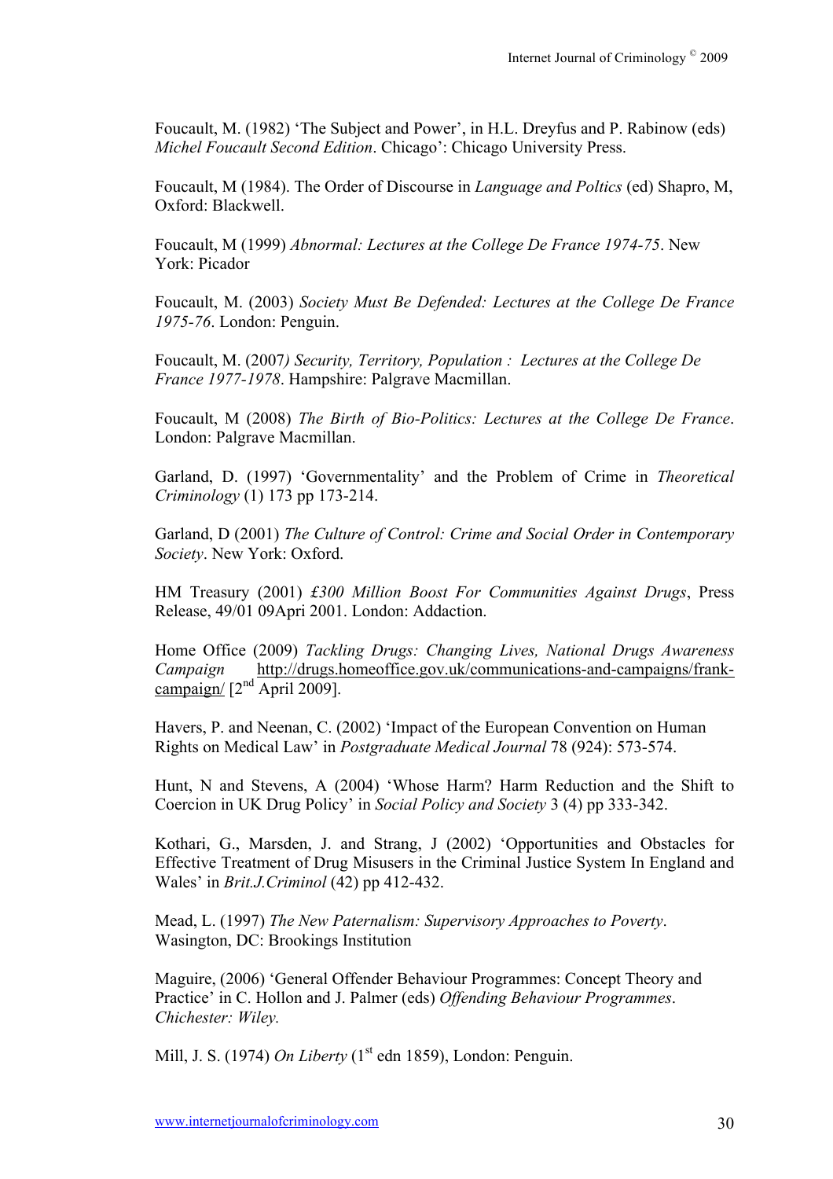Foucault, M. (1982) 'The Subject and Power', in H.L. Dreyfus and P. Rabinow (eds) *Michel Foucault Second Edition*. Chicago': Chicago University Press.

Foucault, M (1984). The Order of Discourse in *Language and Poltics* (ed) Shapro, M, Oxford: Blackwell.

Foucault, M (1999) *Abnormal: Lectures at the College De France 1974-75*. New York: Picador

Foucault, M. (2003) *Society Must Be Defended: Lectures at the College De France 1975-76*. London: Penguin.

Foucault, M. (2007*) Security, Territory, Population : Lectures at the College De France 1977-1978*. Hampshire: Palgrave Macmillan.

Foucault, M (2008) *The Birth of Bio-Politics: Lectures at the College De France*. London: Palgrave Macmillan.

Garland, D. (1997) 'Governmentality' and the Problem of Crime in *Theoretical Criminology* (1) 173 pp 173-214.

Garland, D (2001) *The Culture of Control: Crime and Social Order in Contemporary Society*. New York: Oxford.

HM Treasury (2001) *£300 Million Boost For Communities Against Drugs*, Press Release, 49/01 09Apri 2001. London: Addaction.

Home Office (2009) *Tackling Drugs: Changing Lives, National Drugs Awareness Campaign* http://drugs.homeoffice.gov.uk/communications-and-campaigns/frank-campaign/ [2nd April 2009].

Havers, P. and Neenan, C. (2002) 'Impact of the European Convention on Human Rights on Medical Law' in *Postgraduate Medical Journal* 78 (924): 573-574.

Hunt, N and Stevens, A (2004) 'Whose Harm? Harm Reduction and the Shift to Coercion in UK Drug Policy' in *Social Policy and Society* 3 (4) pp 333-342.

Kothari, G., Marsden, J. and Strang, J (2002) 'Opportunities and Obstacles for Effective Treatment of Drug Misusers in the Criminal Justice System In England and Wales' in *Brit.J.Criminol* (42) pp 412-432.

Mead, L. (1997) *The New Paternalism: Supervisory Approaches to Poverty*. Wasington, DC: Brookings Institution

Maguire, (2006) 'General Offender Behaviour Programmes: Concept Theory and Practice' in C. Hollon and J. Palmer (eds) *Offending Behaviour Programmes*. *Chichester: Wiley.*

Mill, J. S. (1974) *On Liberty* (1st edn 1859), London: Penguin.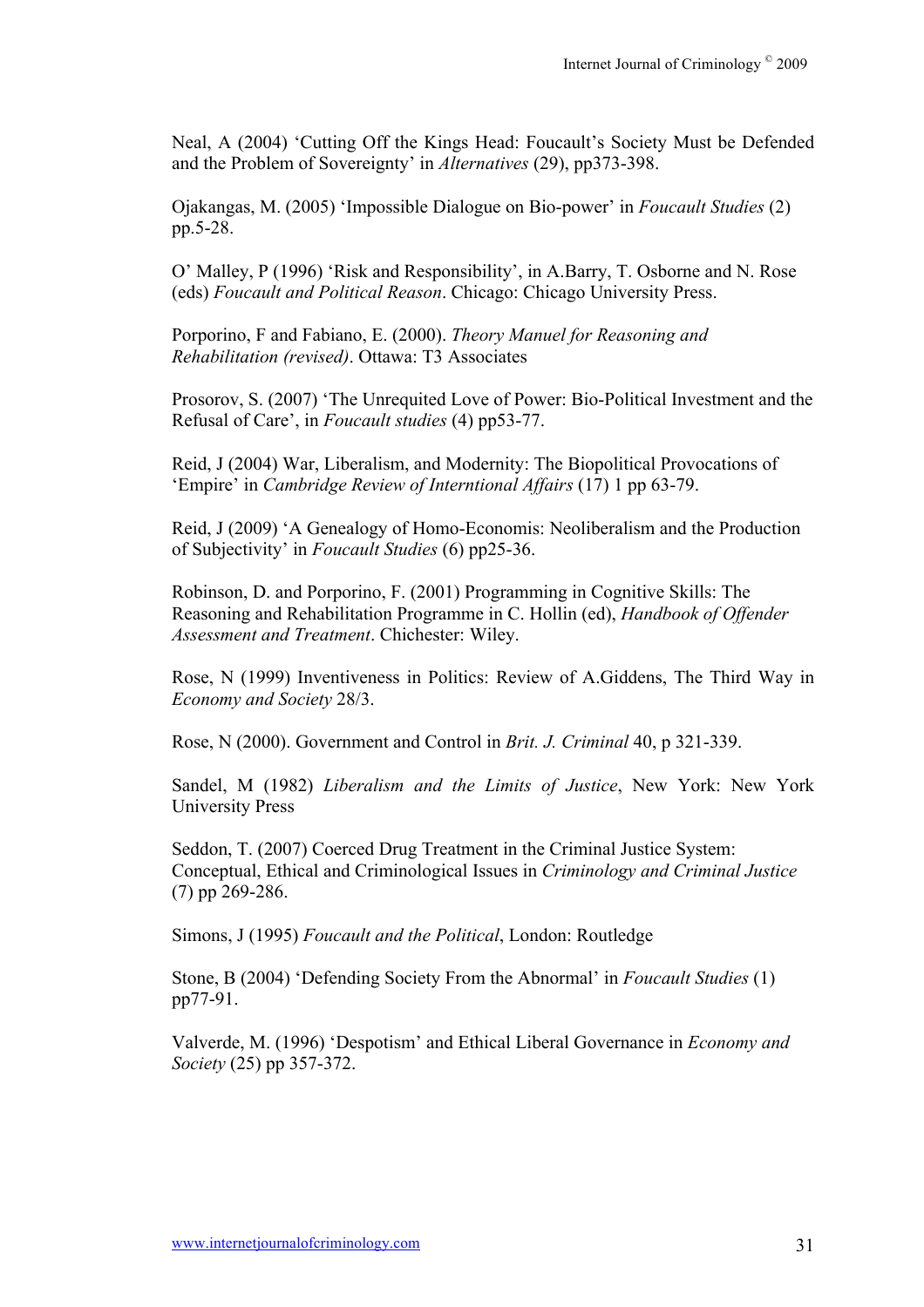Neal, A (2004) 'Cutting Off the Kings Head: Foucault's Society Must be Defended and the Problem of Sovereignty' in *Alternatives* (29), pp373-398.

Ojakangas, M. (2005) 'Impossible Dialogue on Bio-power' in *Foucault Studies* (2) pp.5-28.

O' Malley, P (1996) 'Risk and Responsibility', in A.Barry, T. Osborne and N. Rose (eds) *Foucault and Political Reason*. Chicago: Chicago University Press.

Porporino, F and Fabiano, E. (2000). *Theory Manuel for Reasoning and Rehabilitation (revised)*. Ottawa: T3 Associates

Prosorov, S. (2007) 'The Unrequited Love of Power: Bio-Political Investment and the Refusal of Care', in *Foucault studies* (4) pp53-77.

Reid, J (2004) War, Liberalism, and Modernity: The Biopolitical Provocations of 'Empire' in *Cambridge Review of Interntional Affairs* (17) 1 pp 63-79.

Reid, J (2009) 'A Genealogy of Homo-Economis: Neoliberalism and the Production of Subjectivity' in *Foucault Studies* (6) pp25-36.

Robinson, D. and Porporino, F. (2001) Programming in Cognitive Skills: The Reasoning and Rehabilitation Programme in C. Hollin (ed), *Handbook of Offender Assessment and Treatment*. Chichester: Wiley.

Rose, N (1999) Inventiveness in Politics: Review of A.Giddens, The Third Way in *Economy and Society* 28/3.

Rose, N (2000). Government and Control in *Brit. J. Criminal* 40, p 321-339.

Sandel, M (1982) *Liberalism and the Limits of Justice*, New York: New York University Press

Seddon, T. (2007) Coerced Drug Treatment in the Criminal Justice System: Conceptual, Ethical and Criminological Issues in *Criminology and Criminal Justice* (7) pp 269-286.

Simons, J (1995) *Foucault and the Political*, London: Routledge

Stone, B (2004) 'Defending Society From the Abnormal' in *Foucault Studies* (1) pp77-91.

Valverde, M. (1996) 'Despotism' and Ethical Liberal Governance in *Economy and Society* (25) pp 357-372.